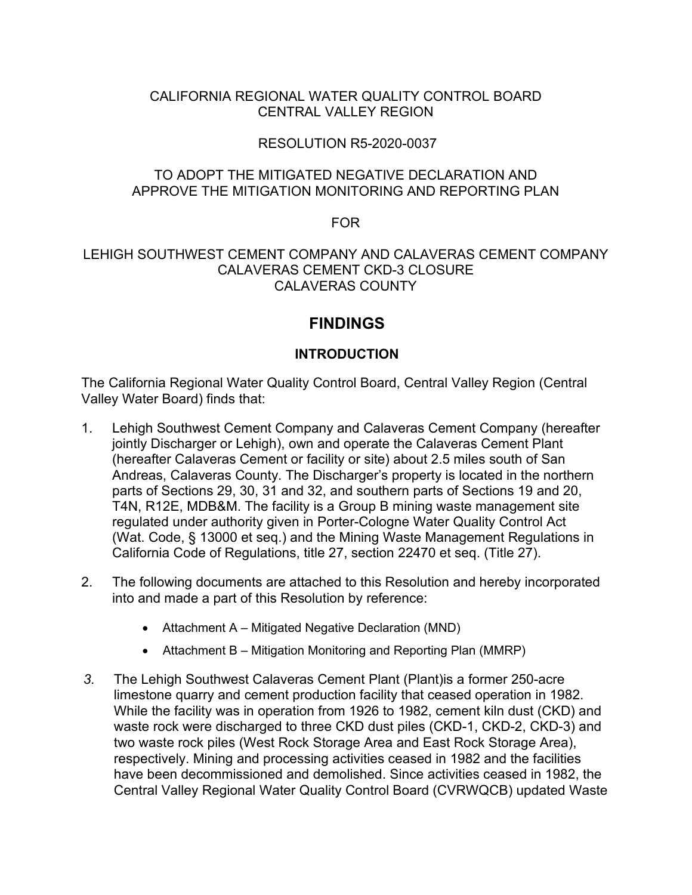CALIFORNIA REGIONAL WATER QUALITY CONTROL BOARD
CENTRAL VALLEY REGION

RESOLUTION R5-2020-0037

TO ADOPT THE MITIGATED NEGATIVE DECLARATION AND
APPROVE THE MITIGATION MONITORING AND REPORTING PLAN

FOR

LEHIGH SOUTHWEST CEMENT COMPANY AND CALAVERAS CEMENT COMPANY
CALAVERAS CEMENT CKD-3 CLOSURE
CALAVERAS COUNTY

# FINDINGS

## INTRODUCTION

The California Regional Water Quality Control Board, Central Valley Region (Central Valley Water Board) finds that:

1. Lehigh Southwest Cement Company and Calaveras Cement Company (hereafter jointly Discharger or Lehigh), own and operate the Calaveras Cement Plant (hereafter Calaveras Cement or facility or site) about 2.5 miles south of San Andreas, Calaveras County. The Discharger's property is located in the northern parts of Sections 29, 30, 31 and 32, and southern parts of Sections 19 and 20, T4N, R12E, MDB&M. The facility is a Group B mining waste management site regulated under authority given in Porter-Cologne Water Quality Control Act (Wat. Code, § 13000 et seq.) and the Mining Waste Management Regulations in California Code of Regulations, title 27, section 22470 et seq. (Title 27).

2. The following documents are attached to this Resolution and hereby incorporated into and made a part of this Resolution by reference:

   - Attachment A – Mitigated Negative Declaration (MND)
   - Attachment B – Mitigation Monitoring and Reporting Plan (MMRP)

3. The Lehigh Southwest Calaveras Cement Plant (Plant)is a former 250-acre limestone quarry and cement production facility that ceased operation in 1982. While the facility was in operation from 1926 to 1982, cement kiln dust (CKD) and waste rock were discharged to three CKD dust piles (CKD-1, CKD-2, CKD-3) and two waste rock piles (West Rock Storage Area and East Rock Storage Area), respectively. Mining and processing activities ceased in 1982 and the facilities have been decommissioned and demolished. Since activities ceased in 1982, the Central Valley Regional Water Quality Control Board (CVRWQCB) updated Waste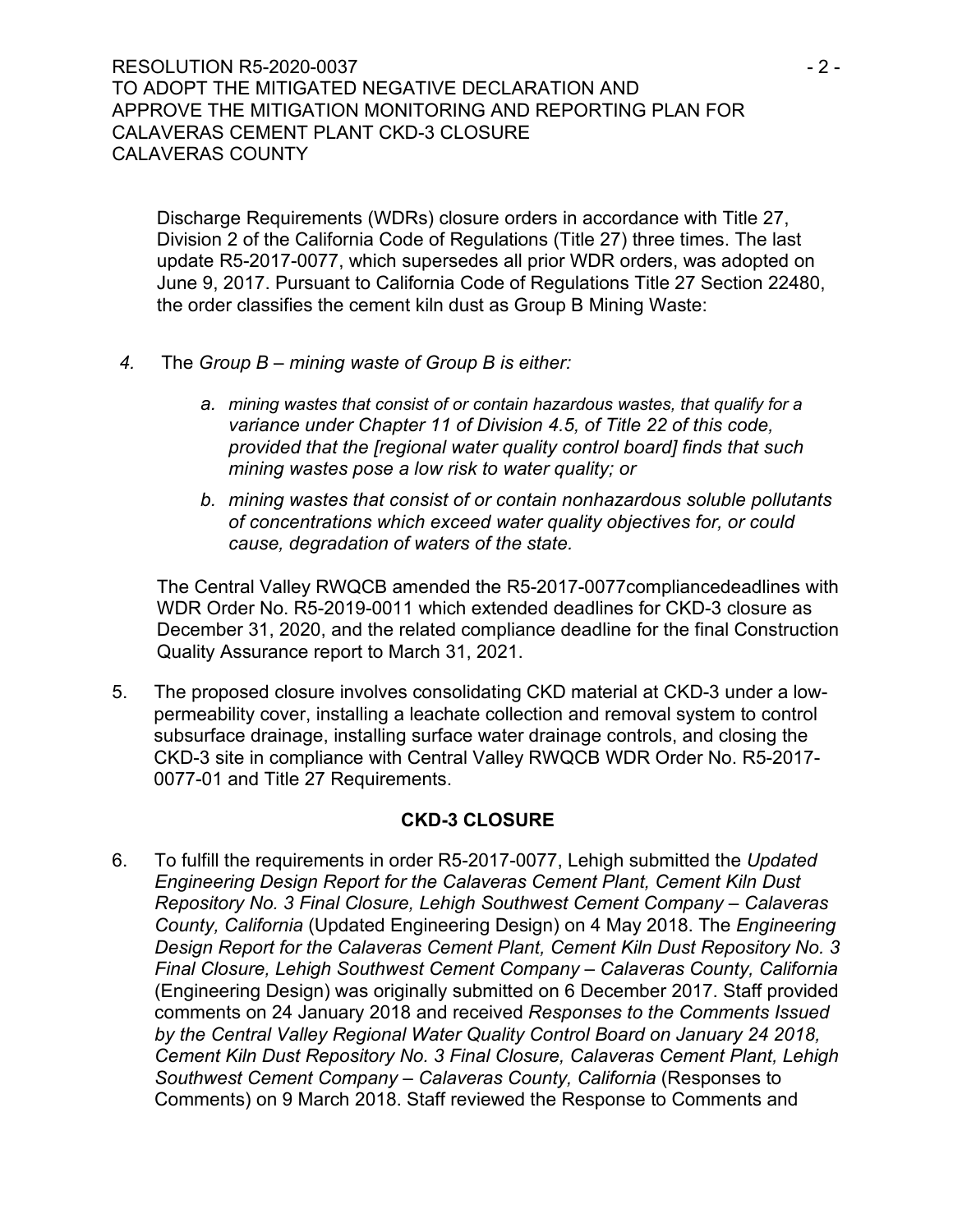Discharge Requirements (WDRs) closure orders in accordance with Title 27, Division 2 of the California Code of Regulations (Title 27) three times. The last update R5-2017-0077, which supersedes all prior WDR orders, was adopted on June 9, 2017. Pursuant to California Code of Regulations Title 27 Section 22480, the order classifies the cement kiln dust as Group B Mining Waste:

*4.* The *Group B – mining waste of Group B is either:*

*a. mining wastes that consist of or contain hazardous wastes, that qualify for a variance under Chapter 11 of Division 4.5, of Title 22 of this code, provided that the [regional water quality control board] finds that such mining wastes pose a low risk to water quality; or*

*b. mining wastes that consist of or contain nonhazardous soluble pollutants of concentrations which exceed water quality objectives for, or could cause, degradation of waters of the state.*

The Central Valley RWQCB amended the R5-2017-0077compliancedeadlines with WDR Order No. R5-2019-0011 which extended deadlines for CKD-3 closure as December 31, 2020, and the related compliance deadline for the final Construction Quality Assurance report to March 31, 2021.

5. The proposed closure involves consolidating CKD material at CKD-3 under a low-permeability cover, installing a leachate collection and removal system to control subsurface drainage, installing surface water drainage controls, and closing the CKD-3 site in compliance with Central Valley RWQCB WDR Order No. R5-2017-0077-01 and Title 27 Requirements.

## CKD-3 CLOSURE

6. To fulfill the requirements in order R5-2017-0077, Lehigh submitted the *Updated Engineering Design Report for the Calaveras Cement Plant, Cement Kiln Dust Repository No. 3 Final Closure, Lehigh Southwest Cement Company – Calaveras County, California* (Updated Engineering Design) on 4 May 2018. The *Engineering Design Report for the Calaveras Cement Plant, Cement Kiln Dust Repository No. 3 Final Closure, Lehigh Southwest Cement Company – Calaveras County, California* (Engineering Design) was originally submitted on 6 December 2017. Staff provided comments on 24 January 2018 and received *Responses to the Comments Issued by the Central Valley Regional Water Quality Control Board on January 24 2018, Cement Kiln Dust Repository No. 3 Final Closure, Calaveras Cement Plant, Lehigh Southwest Cement Company – Calaveras County, California* (Responses to Comments) on 9 March 2018. Staff reviewed the Response to Comments and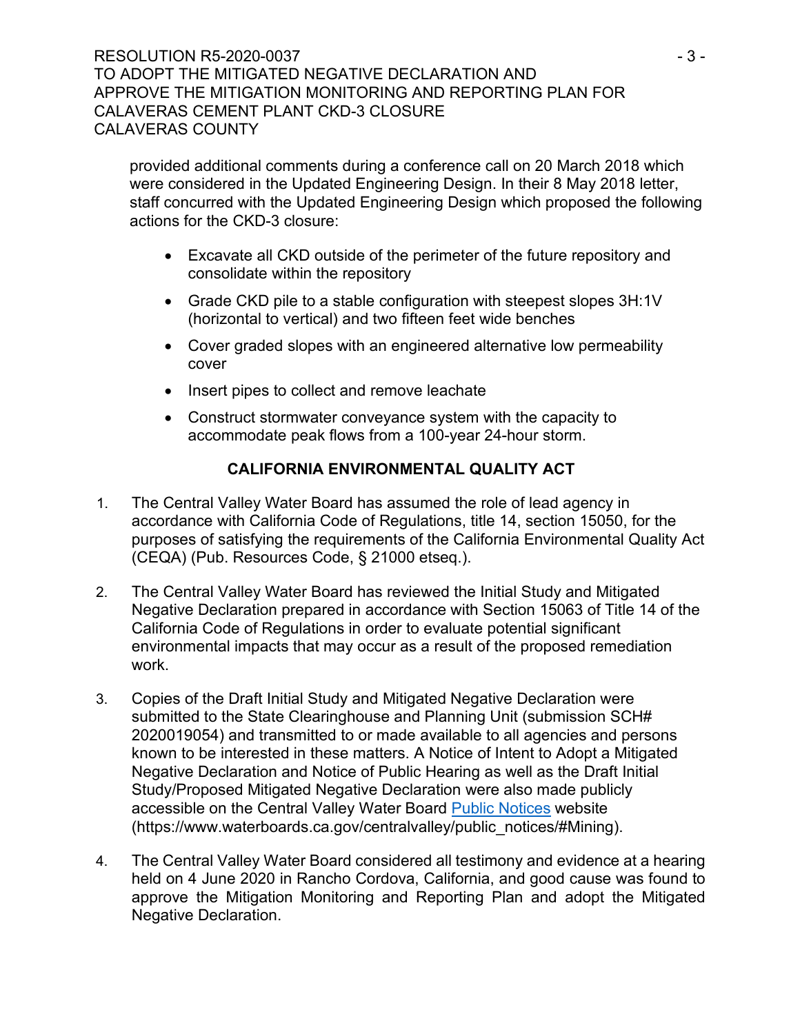provided additional comments during a conference call on 20 March 2018 which were considered in the Updated Engineering Design. In their 8 May 2018 letter, staff concurred with the Updated Engineering Design which proposed the following actions for the CKD-3 closure:

- Excavate all CKD outside of the perimeter of the future repository and consolidate within the repository
- Grade CKD pile to a stable configuration with steepest slopes 3H:1V (horizontal to vertical) and two fifteen feet wide benches
- Cover graded slopes with an engineered alternative low permeability cover
- Insert pipes to collect and remove leachate
- Construct stormwater conveyance system with the capacity to accommodate peak flows from a 100-year 24-hour storm.

## CALIFORNIA ENVIRONMENTAL QUALITY ACT

1. The Central Valley Water Board has assumed the role of lead agency in accordance with California Code of Regulations, title 14, section 15050, for the purposes of satisfying the requirements of the California Environmental Quality Act (CEQA) (Pub. Resources Code, § 21000 etseq.).

2. The Central Valley Water Board has reviewed the Initial Study and Mitigated Negative Declaration prepared in accordance with Section 15063 of Title 14 of the California Code of Regulations in order to evaluate potential significant environmental impacts that may occur as a result of the proposed remediation work.

3. Copies of the Draft Initial Study and Mitigated Negative Declaration were submitted to the State Clearinghouse and Planning Unit (submission SCH# 2020019054) and transmitted to or made available to all agencies and persons known to be interested in these matters. A Notice of Intent to Adopt a Mitigated Negative Declaration and Notice of Public Hearing as well as the Draft Initial Study/Proposed Mitigated Negative Declaration were also made publicly accessible on the Central Valley Water Board [Public Notices](https://www.waterboards.ca.gov/centralvalley/public_notices/#Mining) website (https://www.waterboards.ca.gov/centralvalley/public_notices/#Mining).

4. The Central Valley Water Board considered all testimony and evidence at a hearing held on 4 June 2020 in Rancho Cordova, California, and good cause was found to approve the Mitigation Monitoring and Reporting Plan and adopt the Mitigated Negative Declaration.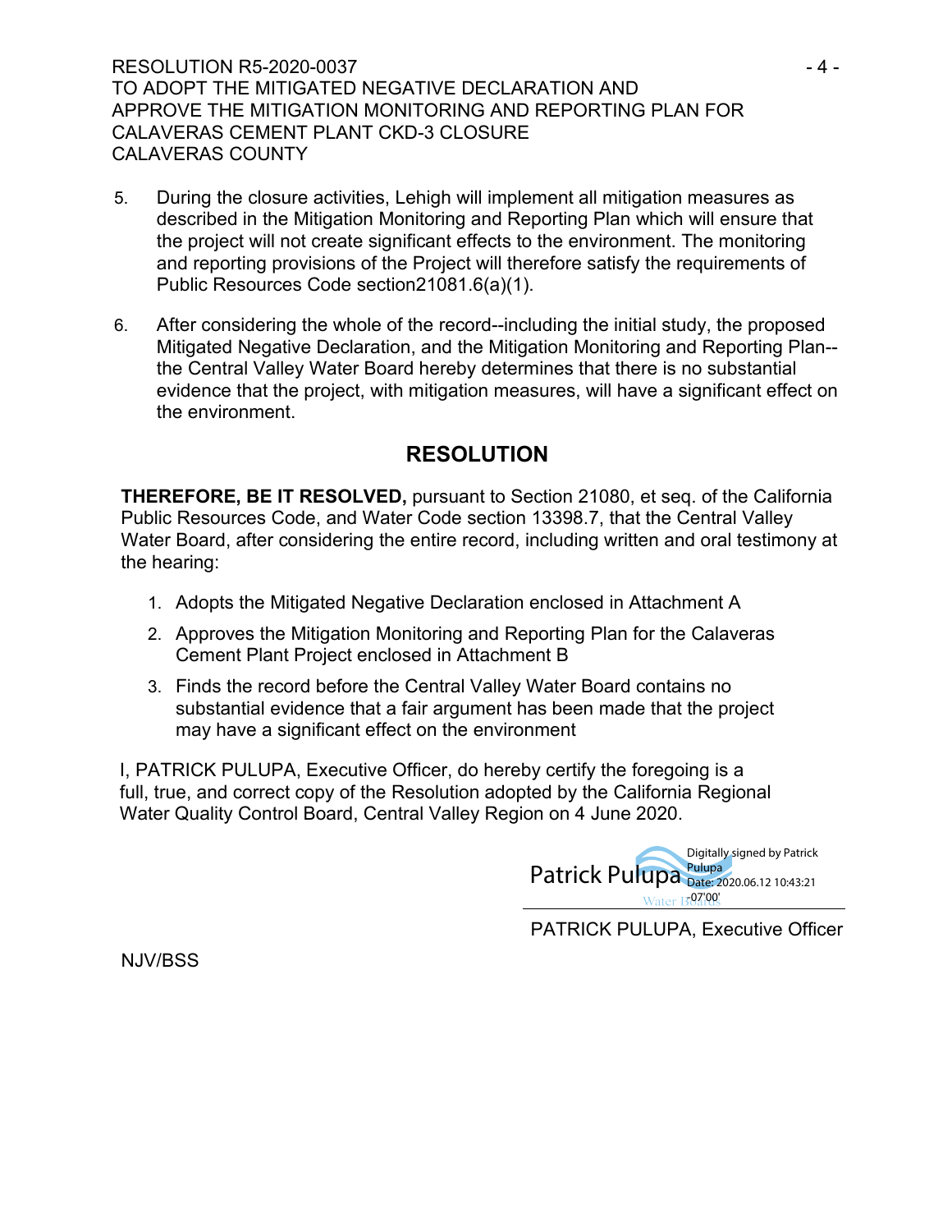5. During the closure activities, Lehigh will implement all mitigation measures as described in the Mitigation Monitoring and Reporting Plan which will ensure that the project will not create significant effects to the environment. The monitoring and reporting provisions of the Project will therefore satisfy the requirements of Public Resources Code section21081.6(a)(1).

6. After considering the whole of the record--including the initial study, the proposed Mitigated Negative Declaration, and the Mitigation Monitoring and Reporting Plan--the Central Valley Water Board hereby determines that there is no substantial evidence that the project, with mitigation measures, will have a significant effect on the environment.

## RESOLUTION

**THEREFORE, BE IT RESOLVED,** pursuant to Section 21080, et seq. of the California Public Resources Code, and Water Code section 13398.7, that the Central Valley Water Board, after considering the entire record, including written and oral testimony at the hearing:

1. Adopts the Mitigated Negative Declaration enclosed in Attachment A
2. Approves the Mitigation Monitoring and Reporting Plan for the Calaveras Cement Plant Project enclosed in Attachment B
3. Finds the record before the Central Valley Water Board contains no substantial evidence that a fair argument has been made that the project may have a significant effect on the environment

I, PATRICK PULUPA, Executive Officer, do hereby certify the foregoing is a full, true, and correct copy of the Resolution adopted by the California Regional Water Quality Control Board, Central Valley Region on 4 June 2020.

Patrick Pulupa
Digitally signed by Patrick Pulupa
Date: 2020.06.12 10:43:21 -07'00'

PATRICK PULUPA, Executive Officer

NJV/BSS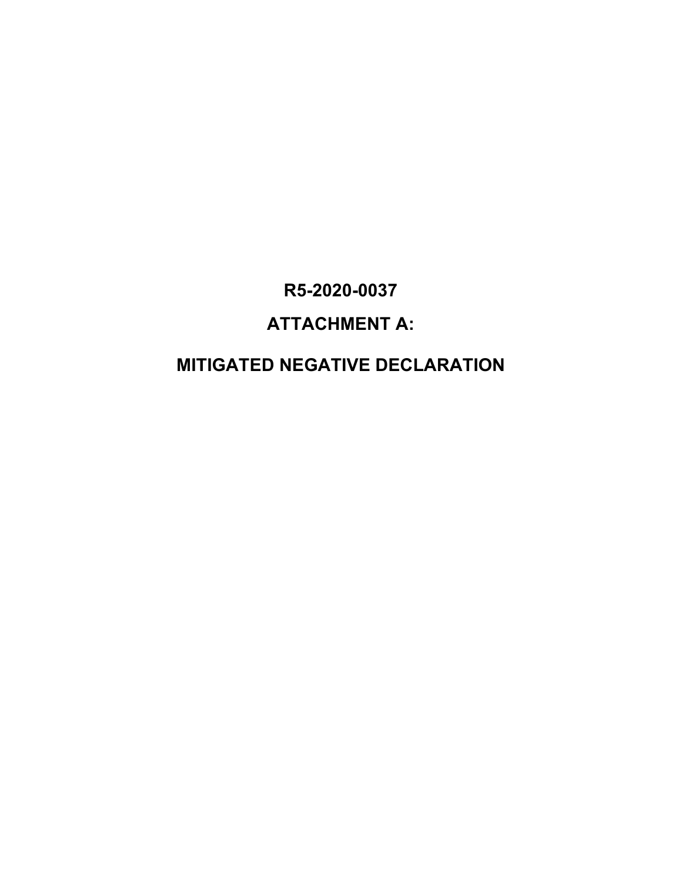# R5-2020-0037

# ATTACHMENT A:

# MITIGATED NEGATIVE DECLARATION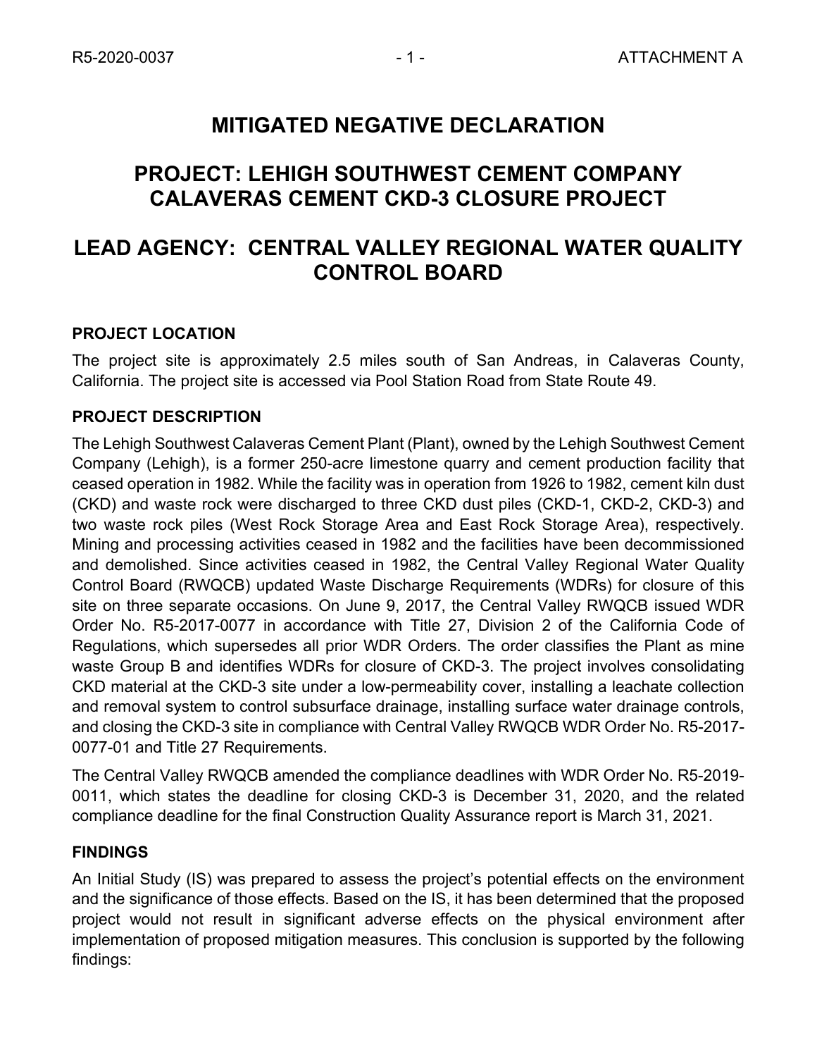# MITIGATED NEGATIVE DECLARATION

# PROJECT: LEHIGH SOUTHWEST CEMENT COMPANY CALAVERAS CEMENT CKD-3 CLOSURE PROJECT

# LEAD AGENCY: CENTRAL VALLEY REGIONAL WATER QUALITY CONTROL BOARD

### PROJECT LOCATION

The project site is approximately 2.5 miles south of San Andreas, in Calaveras County, California. The project site is accessed via Pool Station Road from State Route 49.

### PROJECT DESCRIPTION

The Lehigh Southwest Calaveras Cement Plant (Plant), owned by the Lehigh Southwest Cement Company (Lehigh), is a former 250-acre limestone quarry and cement production facility that ceased operation in 1982. While the facility was in operation from 1926 to 1982, cement kiln dust (CKD) and waste rock were discharged to three CKD dust piles (CKD-1, CKD-2, CKD-3) and two waste rock piles (West Rock Storage Area and East Rock Storage Area), respectively. Mining and processing activities ceased in 1982 and the facilities have been decommissioned and demolished. Since activities ceased in 1982, the Central Valley Regional Water Quality Control Board (RWQCB) updated Waste Discharge Requirements (WDRs) for closure of this site on three separate occasions. On June 9, 2017, the Central Valley RWQCB issued WDR Order No. R5-2017-0077 in accordance with Title 27, Division 2 of the California Code of Regulations, which supersedes all prior WDR Orders. The order classifies the Plant as mine waste Group B and identifies WDRs for closure of CKD-3. The project involves consolidating CKD material at the CKD-3 site under a low-permeability cover, installing a leachate collection and removal system to control subsurface drainage, installing surface water drainage controls, and closing the CKD-3 site in compliance with Central Valley RWQCB WDR Order No. R5-2017-0077-01 and Title 27 Requirements.

The Central Valley RWQCB amended the compliance deadlines with WDR Order No. R5-2019-0011, which states the deadline for closing CKD-3 is December 31, 2020, and the related compliance deadline for the final Construction Quality Assurance report is March 31, 2021.

### FINDINGS

An Initial Study (IS) was prepared to assess the project's potential effects on the environment and the significance of those effects. Based on the IS, it has been determined that the proposed project would not result in significant adverse effects on the physical environment after implementation of proposed mitigation measures. This conclusion is supported by the following findings: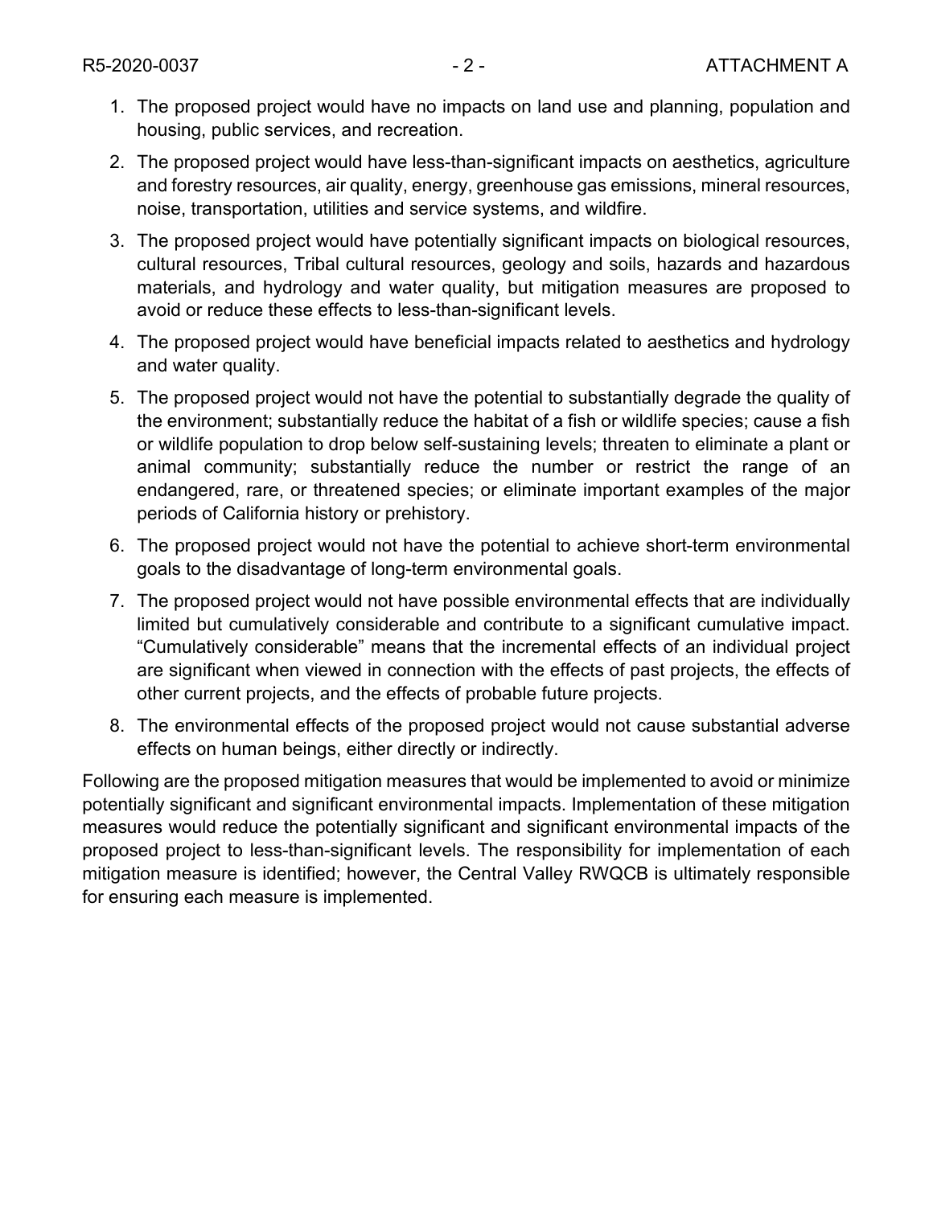1. The proposed project would have no impacts on land use and planning, population and housing, public services, and recreation.
2. The proposed project would have less-than-significant impacts on aesthetics, agriculture and forestry resources, air quality, energy, greenhouse gas emissions, mineral resources, noise, transportation, utilities and service systems, and wildfire.
3. The proposed project would have potentially significant impacts on biological resources, cultural resources, Tribal cultural resources, geology and soils, hazards and hazardous materials, and hydrology and water quality, but mitigation measures are proposed to avoid or reduce these effects to less-than-significant levels.
4. The proposed project would have beneficial impacts related to aesthetics and hydrology and water quality.
5. The proposed project would not have the potential to substantially degrade the quality of the environment; substantially reduce the habitat of a fish or wildlife species; cause a fish or wildlife population to drop below self-sustaining levels; threaten to eliminate a plant or animal community; substantially reduce the number or restrict the range of an endangered, rare, or threatened species; or eliminate important examples of the major periods of California history or prehistory.
6. The proposed project would not have the potential to achieve short-term environmental goals to the disadvantage of long-term environmental goals.
7. The proposed project would not have possible environmental effects that are individually limited but cumulatively considerable and contribute to a significant cumulative impact. "Cumulatively considerable" means that the incremental effects of an individual project are significant when viewed in connection with the effects of past projects, the effects of other current projects, and the effects of probable future projects.
8. The environmental effects of the proposed project would not cause substantial adverse effects on human beings, either directly or indirectly.

Following are the proposed mitigation measures that would be implemented to avoid or minimize potentially significant and significant environmental impacts. Implementation of these mitigation measures would reduce the potentially significant and significant environmental impacts of the proposed project to less-than-significant levels. The responsibility for implementation of each mitigation measure is identified; however, the Central Valley RWQCB is ultimately responsible for ensuring each measure is implemented.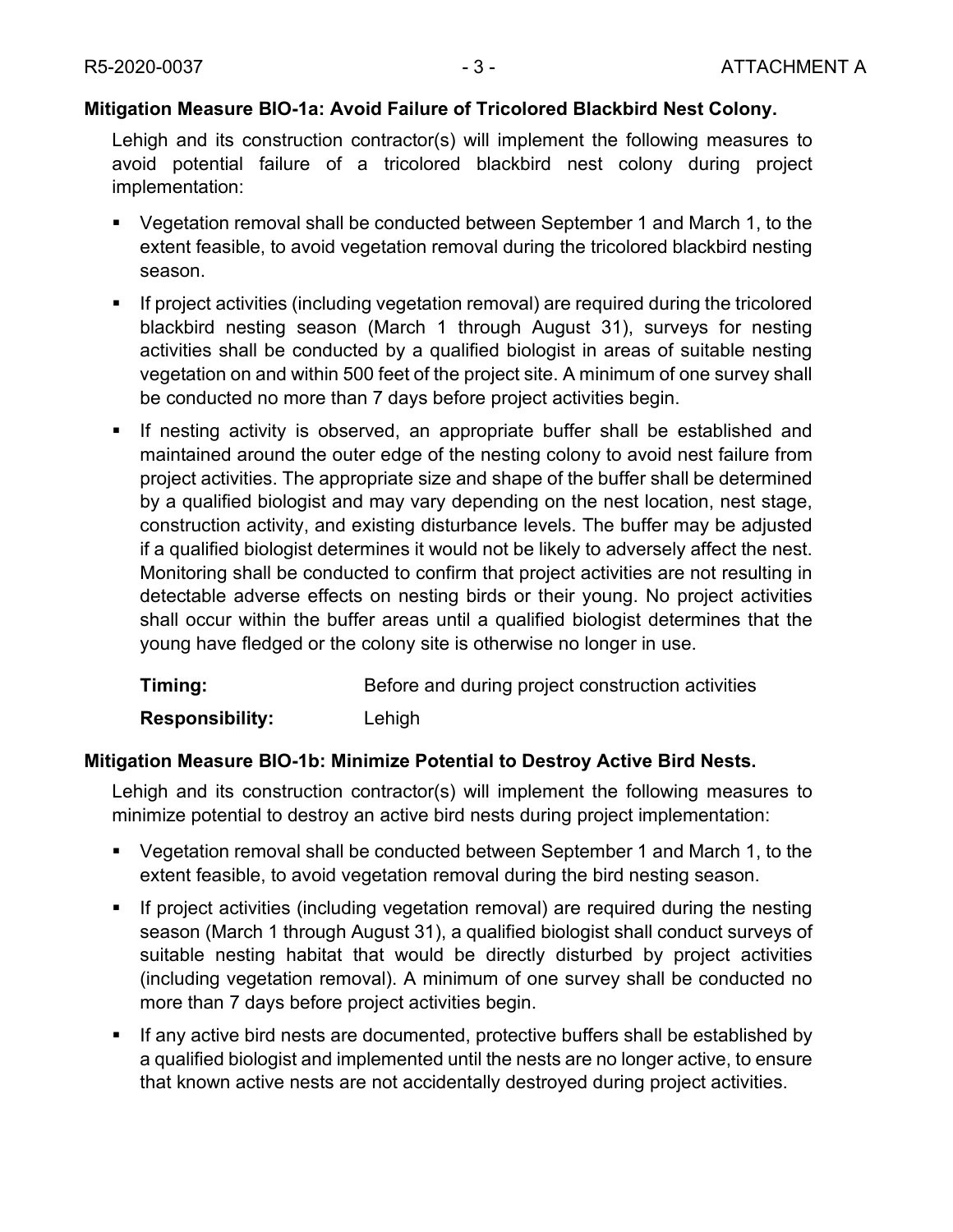**Mitigation Measure BIO-1a: Avoid Failure of Tricolored Blackbird Nest Colony.**

Lehigh and its construction contractor(s) will implement the following measures to avoid potential failure of a tricolored blackbird nest colony during project implementation:

- Vegetation removal shall be conducted between September 1 and March 1, to the extent feasible, to avoid vegetation removal during the tricolored blackbird nesting season.
- If project activities (including vegetation removal) are required during the tricolored blackbird nesting season (March 1 through August 31), surveys for nesting activities shall be conducted by a qualified biologist in areas of suitable nesting vegetation on and within 500 feet of the project site. A minimum of one survey shall be conducted no more than 7 days before project activities begin.
- If nesting activity is observed, an appropriate buffer shall be established and maintained around the outer edge of the nesting colony to avoid nest failure from project activities. The appropriate size and shape of the buffer shall be determined by a qualified biologist and may vary depending on the nest location, nest stage, construction activity, and existing disturbance levels. The buffer may be adjusted if a qualified biologist determines it would not be likely to adversely affect the nest. Monitoring shall be conducted to confirm that project activities are not resulting in detectable adverse effects on nesting birds or their young. No project activities shall occur within the buffer areas until a qualified biologist determines that the young have fledged or the colony site is otherwise no longer in use.

**Timing:** Before and during project construction activities

**Responsibility:** Lehigh

**Mitigation Measure BIO-1b: Minimize Potential to Destroy Active Bird Nests.**

Lehigh and its construction contractor(s) will implement the following measures to minimize potential to destroy an active bird nests during project implementation:

- Vegetation removal shall be conducted between September 1 and March 1, to the extent feasible, to avoid vegetation removal during the bird nesting season.
- If project activities (including vegetation removal) are required during the nesting season (March 1 through August 31), a qualified biologist shall conduct surveys of suitable nesting habitat that would be directly disturbed by project activities (including vegetation removal). A minimum of one survey shall be conducted no more than 7 days before project activities begin.
- If any active bird nests are documented, protective buffers shall be established by a qualified biologist and implemented until the nests are no longer active, to ensure that known active nests are not accidentally destroyed during project activities.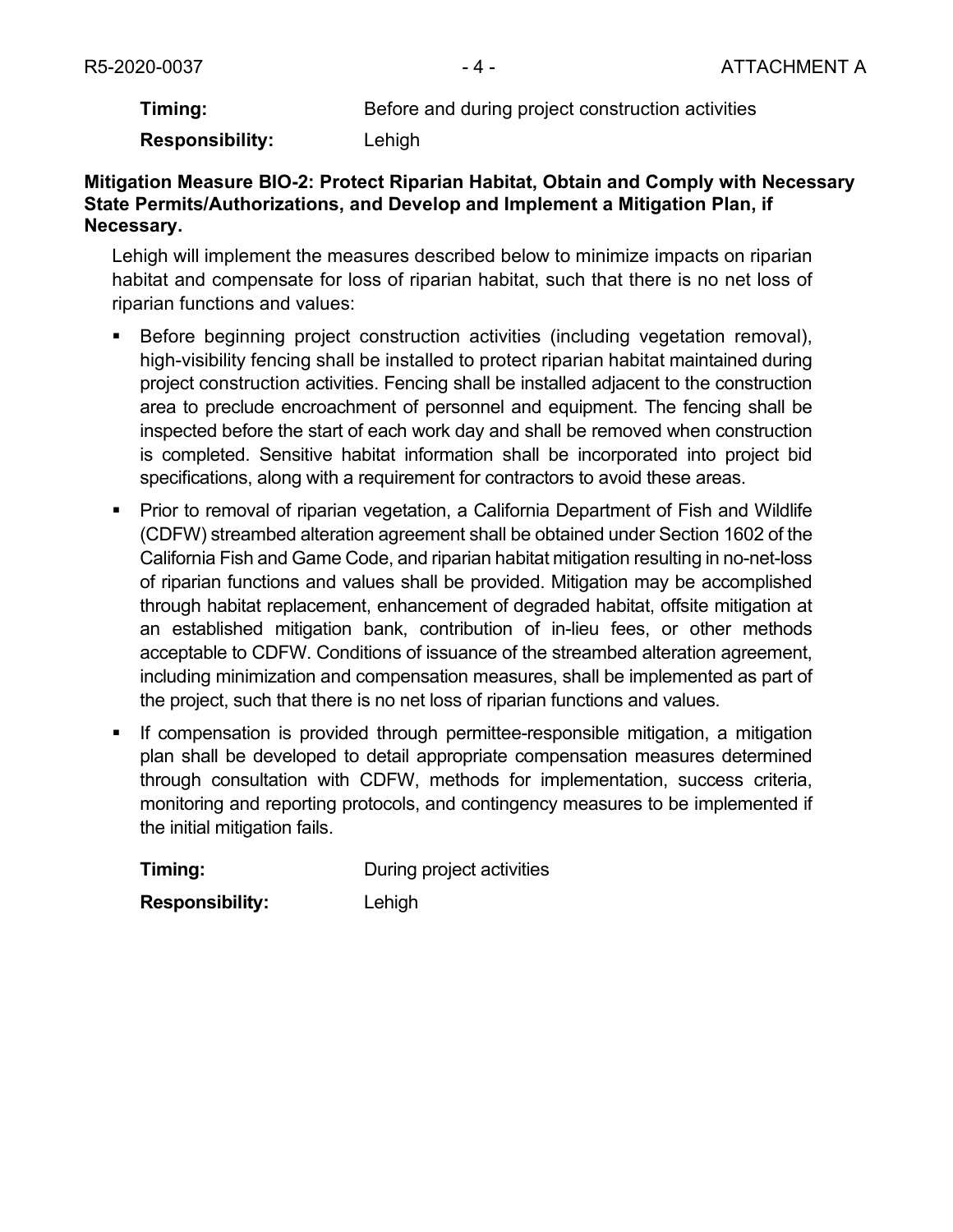**Timing:** Before and during project construction activities

**Responsibility:** Lehigh

**Mitigation Measure BIO-2: Protect Riparian Habitat, Obtain and Comply with Necessary State Permits/Authorizations, and Develop and Implement a Mitigation Plan, if Necessary.**

Lehigh will implement the measures described below to minimize impacts on riparian habitat and compensate for loss of riparian habitat, such that there is no net loss of riparian functions and values:

- Before beginning project construction activities (including vegetation removal), high-visibility fencing shall be installed to protect riparian habitat maintained during project construction activities. Fencing shall be installed adjacent to the construction area to preclude encroachment of personnel and equipment. The fencing shall be inspected before the start of each work day and shall be removed when construction is completed. Sensitive habitat information shall be incorporated into project bid specifications, along with a requirement for contractors to avoid these areas.
- Prior to removal of riparian vegetation, a California Department of Fish and Wildlife (CDFW) streambed alteration agreement shall be obtained under Section 1602 of the California Fish and Game Code, and riparian habitat mitigation resulting in no-net-loss of riparian functions and values shall be provided. Mitigation may be accomplished through habitat replacement, enhancement of degraded habitat, offsite mitigation at an established mitigation bank, contribution of in-lieu fees, or other methods acceptable to CDFW. Conditions of issuance of the streambed alteration agreement, including minimization and compensation measures, shall be implemented as part of the project, such that there is no net loss of riparian functions and values.
- If compensation is provided through permittee-responsible mitigation, a mitigation plan shall be developed to detail appropriate compensation measures determined through consultation with CDFW, methods for implementation, success criteria, monitoring and reporting protocols, and contingency measures to be implemented if the initial mitigation fails.

**Timing:** During project activities

**Responsibility:** Lehigh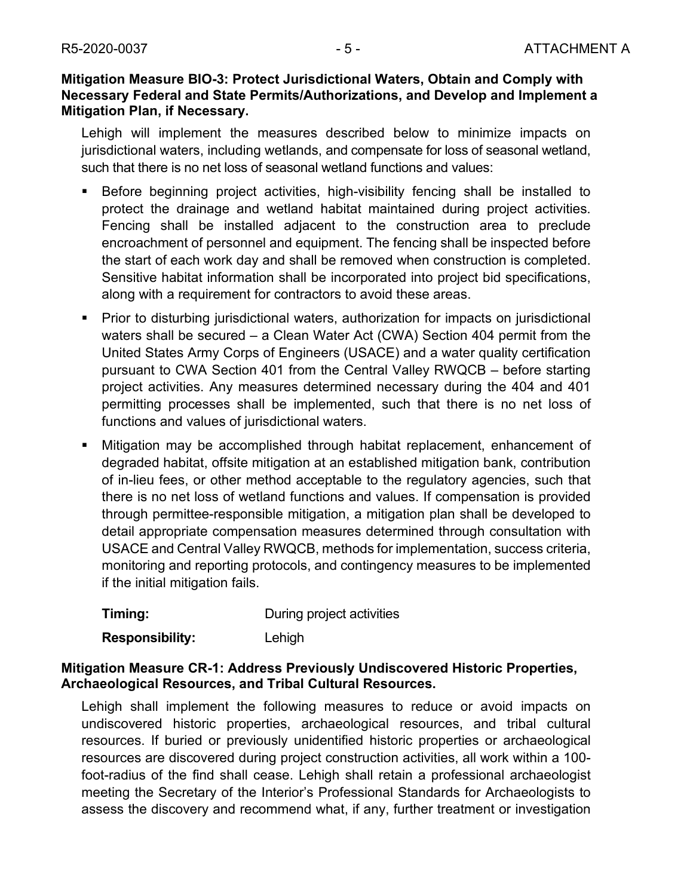**Mitigation Measure BIO-3: Protect Jurisdictional Waters, Obtain and Comply with Necessary Federal and State Permits/Authorizations, and Develop and Implement a Mitigation Plan, if Necessary.**

Lehigh will implement the measures described below to minimize impacts on jurisdictional waters, including wetlands, and compensate for loss of seasonal wetland, such that there is no net loss of seasonal wetland functions and values:

- Before beginning project activities, high-visibility fencing shall be installed to protect the drainage and wetland habitat maintained during project activities. Fencing shall be installed adjacent to the construction area to preclude encroachment of personnel and equipment. The fencing shall be inspected before the start of each work day and shall be removed when construction is completed. Sensitive habitat information shall be incorporated into project bid specifications, along with a requirement for contractors to avoid these areas.
- Prior to disturbing jurisdictional waters, authorization for impacts on jurisdictional waters shall be secured – a Clean Water Act (CWA) Section 404 permit from the United States Army Corps of Engineers (USACE) and a water quality certification pursuant to CWA Section 401 from the Central Valley RWQCB – before starting project activities. Any measures determined necessary during the 404 and 401 permitting processes shall be implemented, such that there is no net loss of functions and values of jurisdictional waters.
- Mitigation may be accomplished through habitat replacement, enhancement of degraded habitat, offsite mitigation at an established mitigation bank, contribution of in-lieu fees, or other method acceptable to the regulatory agencies, such that there is no net loss of wetland functions and values. If compensation is provided through permittee-responsible mitigation, a mitigation plan shall be developed to detail appropriate compensation measures determined through consultation with USACE and Central Valley RWQCB, methods for implementation, success criteria, monitoring and reporting protocols, and contingency measures to be implemented if the initial mitigation fails.

**Timing:** During project activities

**Responsibility:** Lehigh

**Mitigation Measure CR-1: Address Previously Undiscovered Historic Properties, Archaeological Resources, and Tribal Cultural Resources.**

Lehigh shall implement the following measures to reduce or avoid impacts on undiscovered historic properties, archaeological resources, and tribal cultural resources. If buried or previously unidentified historic properties or archaeological resources are discovered during project construction activities, all work within a 100-foot-radius of the find shall cease. Lehigh shall retain a professional archaeologist meeting the Secretary of the Interior's Professional Standards for Archaeologists to assess the discovery and recommend what, if any, further treatment or investigation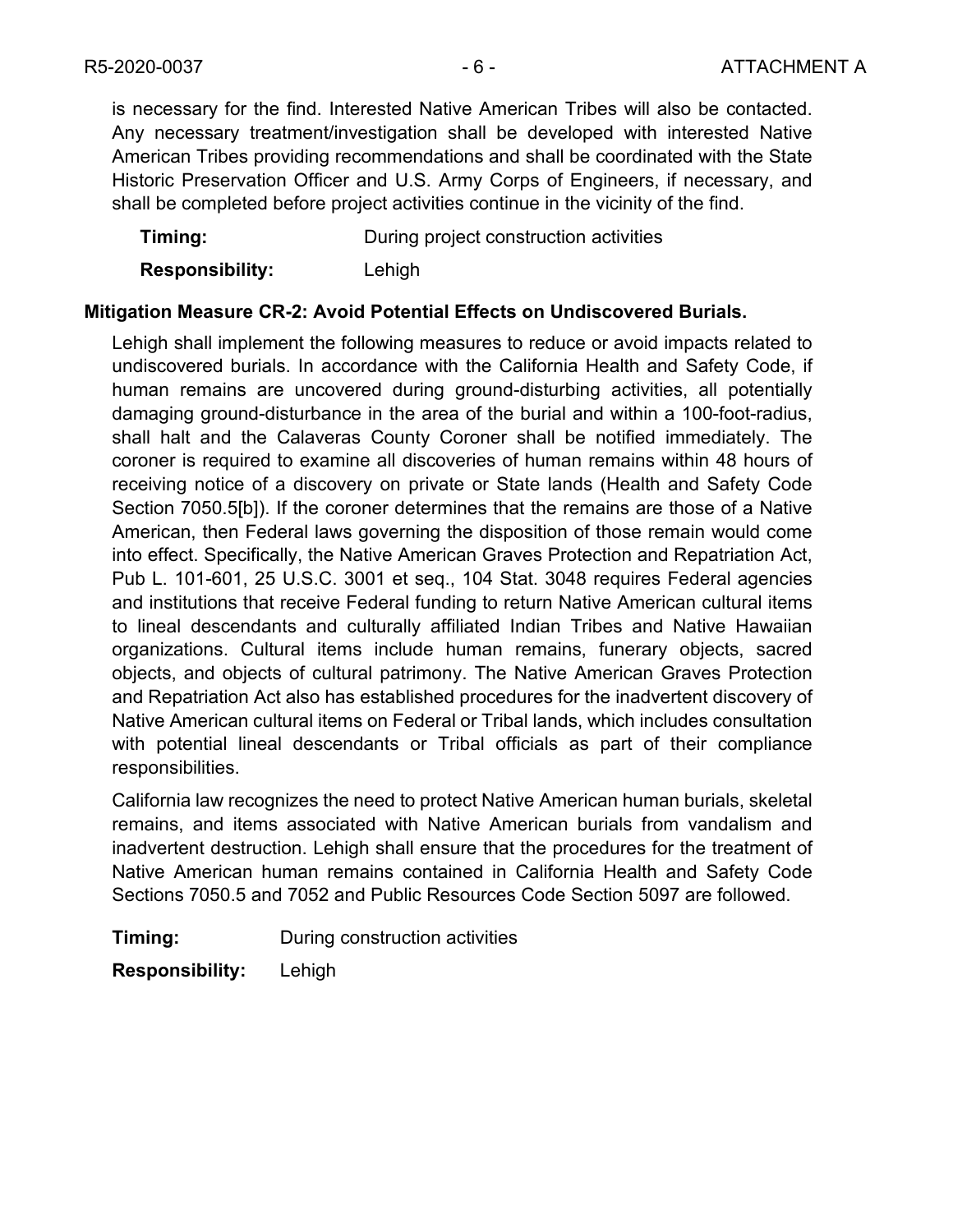is necessary for the find. Interested Native American Tribes will also be contacted. Any necessary treatment/investigation shall be developed with interested Native American Tribes providing recommendations and shall be coordinated with the State Historic Preservation Officer and U.S. Army Corps of Engineers, if necessary, and shall be completed before project activities continue in the vicinity of the find.

**Timing:** During project construction activities

**Responsibility:** Lehigh

**Mitigation Measure CR-2: Avoid Potential Effects on Undiscovered Burials.**

Lehigh shall implement the following measures to reduce or avoid impacts related to undiscovered burials. In accordance with the California Health and Safety Code, if human remains are uncovered during ground-disturbing activities, all potentially damaging ground-disturbance in the area of the burial and within a 100-foot-radius, shall halt and the Calaveras County Coroner shall be notified immediately. The coroner is required to examine all discoveries of human remains within 48 hours of receiving notice of a discovery on private or State lands (Health and Safety Code Section 7050.5[b]). If the coroner determines that the remains are those of a Native American, then Federal laws governing the disposition of those remain would come into effect. Specifically, the Native American Graves Protection and Repatriation Act, Pub L. 101-601, 25 U.S.C. 3001 et seq., 104 Stat. 3048 requires Federal agencies and institutions that receive Federal funding to return Native American cultural items to lineal descendants and culturally affiliated Indian Tribes and Native Hawaiian organizations. Cultural items include human remains, funerary objects, sacred objects, and objects of cultural patrimony. The Native American Graves Protection and Repatriation Act also has established procedures for the inadvertent discovery of Native American cultural items on Federal or Tribal lands, which includes consultation with potential lineal descendants or Tribal officials as part of their compliance responsibilities.

California law recognizes the need to protect Native American human burials, skeletal remains, and items associated with Native American burials from vandalism and inadvertent destruction. Lehigh shall ensure that the procedures for the treatment of Native American human remains contained in California Health and Safety Code Sections 7050.5 and 7052 and Public Resources Code Section 5097 are followed.

**Timing:** During construction activities

**Responsibility:** Lehigh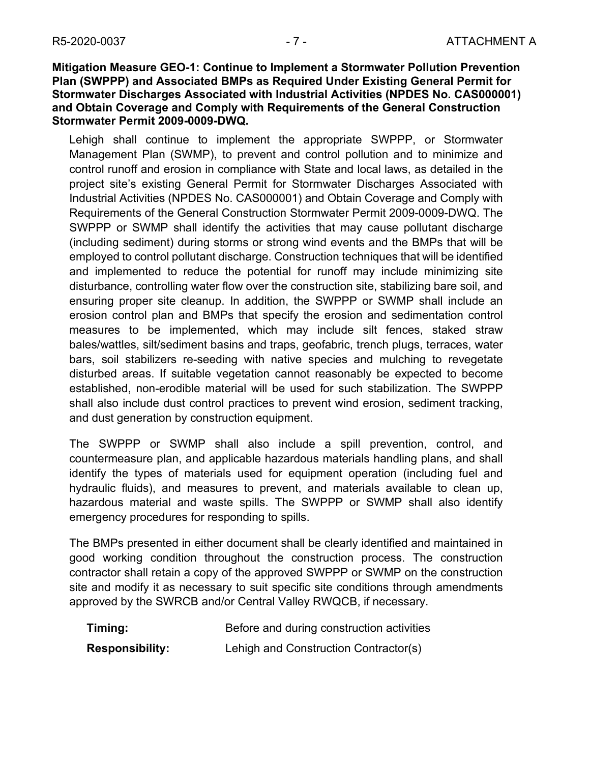**Mitigation Measure GEO-1: Continue to Implement a Stormwater Pollution Prevention Plan (SWPPP) and Associated BMPs as Required Under Existing General Permit for Stormwater Discharges Associated with Industrial Activities (NPDES No. CAS000001) and Obtain Coverage and Comply with Requirements of the General Construction Stormwater Permit 2009-0009-DWQ.**

Lehigh shall continue to implement the appropriate SWPPP, or Stormwater Management Plan (SWMP), to prevent and control pollution and to minimize and control runoff and erosion in compliance with State and local laws, as detailed in the project site's existing General Permit for Stormwater Discharges Associated with Industrial Activities (NPDES No. CAS000001) and Obtain Coverage and Comply with Requirements of the General Construction Stormwater Permit 2009-0009-DWQ. The SWPPP or SWMP shall identify the activities that may cause pollutant discharge (including sediment) during storms or strong wind events and the BMPs that will be employed to control pollutant discharge. Construction techniques that will be identified and implemented to reduce the potential for runoff may include minimizing site disturbance, controlling water flow over the construction site, stabilizing bare soil, and ensuring proper site cleanup. In addition, the SWPPP or SWMP shall include an erosion control plan and BMPs that specify the erosion and sedimentation control measures to be implemented, which may include silt fences, staked straw bales/wattles, silt/sediment basins and traps, geofabric, trench plugs, terraces, water bars, soil stabilizers re-seeding with native species and mulching to revegetate disturbed areas. If suitable vegetation cannot reasonably be expected to become established, non-erodible material will be used for such stabilization. The SWPPP shall also include dust control practices to prevent wind erosion, sediment tracking, and dust generation by construction equipment.

The SWPPP or SWMP shall also include a spill prevention, control, and countermeasure plan, and applicable hazardous materials handling plans, and shall identify the types of materials used for equipment operation (including fuel and hydraulic fluids), and measures to prevent, and materials available to clean up, hazardous material and waste spills. The SWPPP or SWMP shall also identify emergency procedures for responding to spills.

The BMPs presented in either document shall be clearly identified and maintained in good working condition throughout the construction process. The construction contractor shall retain a copy of the approved SWPPP or SWMP on the construction site and modify it as necessary to suit specific site conditions through amendments approved by the SWRCB and/or Central Valley RWQCB, if necessary.

**Timing:** Before and during construction activities

**Responsibility:** Lehigh and Construction Contractor(s)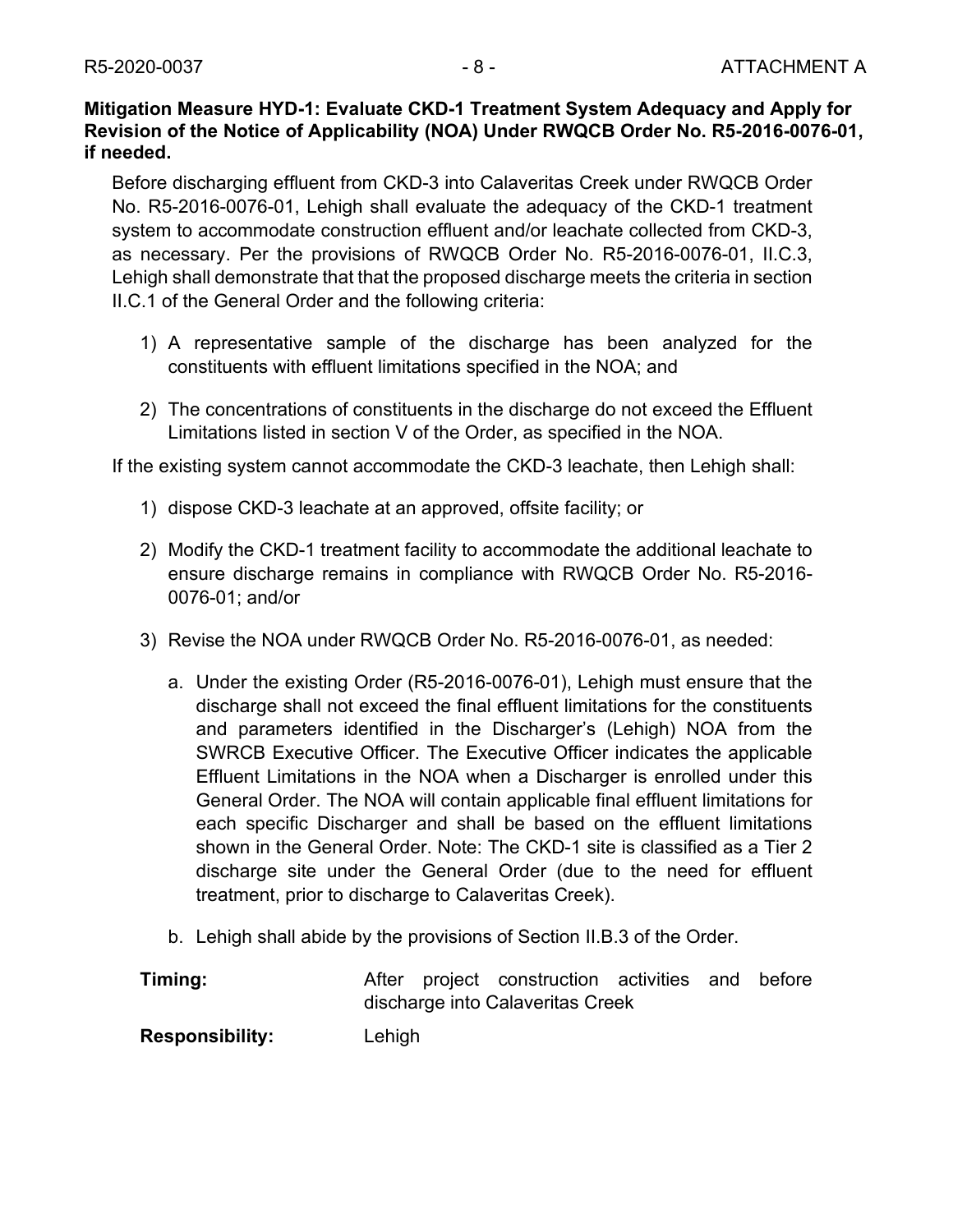**Mitigation Measure HYD-1: Evaluate CKD-1 Treatment System Adequacy and Apply for Revision of the Notice of Applicability (NOA) Under RWQCB Order No. R5-2016-0076-01, if needed.**

Before discharging effluent from CKD-3 into Calaveritas Creek under RWQCB Order No. R5-2016-0076-01, Lehigh shall evaluate the adequacy of the CKD-1 treatment system to accommodate construction effluent and/or leachate collected from CKD-3, as necessary. Per the provisions of RWQCB Order No. R5-2016-0076-01, II.C.3, Lehigh shall demonstrate that that the proposed discharge meets the criteria in section II.C.1 of the General Order and the following criteria:

1) A representative sample of the discharge has been analyzed for the constituents with effluent limitations specified in the NOA; and
2) The concentrations of constituents in the discharge do not exceed the Effluent Limitations listed in section V of the Order, as specified in the NOA.

If the existing system cannot accommodate the CKD-3 leachate, then Lehigh shall:

1) dispose CKD-3 leachate at an approved, offsite facility; or
2) Modify the CKD-1 treatment facility to accommodate the additional leachate to ensure discharge remains in compliance with RWQCB Order No. R5-2016-0076-01; and/or
3) Revise the NOA under RWQCB Order No. R5-2016-0076-01, as needed:
    a. Under the existing Order (R5-2016-0076-01), Lehigh must ensure that the discharge shall not exceed the final effluent limitations for the constituents and parameters identified in the Discharger's (Lehigh) NOA from the SWRCB Executive Officer. The Executive Officer indicates the applicable Effluent Limitations in the NOA when a Discharger is enrolled under this General Order. The NOA will contain applicable final effluent limitations for each specific Discharger and shall be based on the effluent limitations shown in the General Order. Note: The CKD-1 site is classified as a Tier 2 discharge site under the General Order (due to the need for effluent treatment, prior to discharge to Calaveritas Creek).
    b. Lehigh shall abide by the provisions of Section II.B.3 of the Order.

**Timing:** After project construction activities and before discharge into Calaveritas Creek

**Responsibility:** Lehigh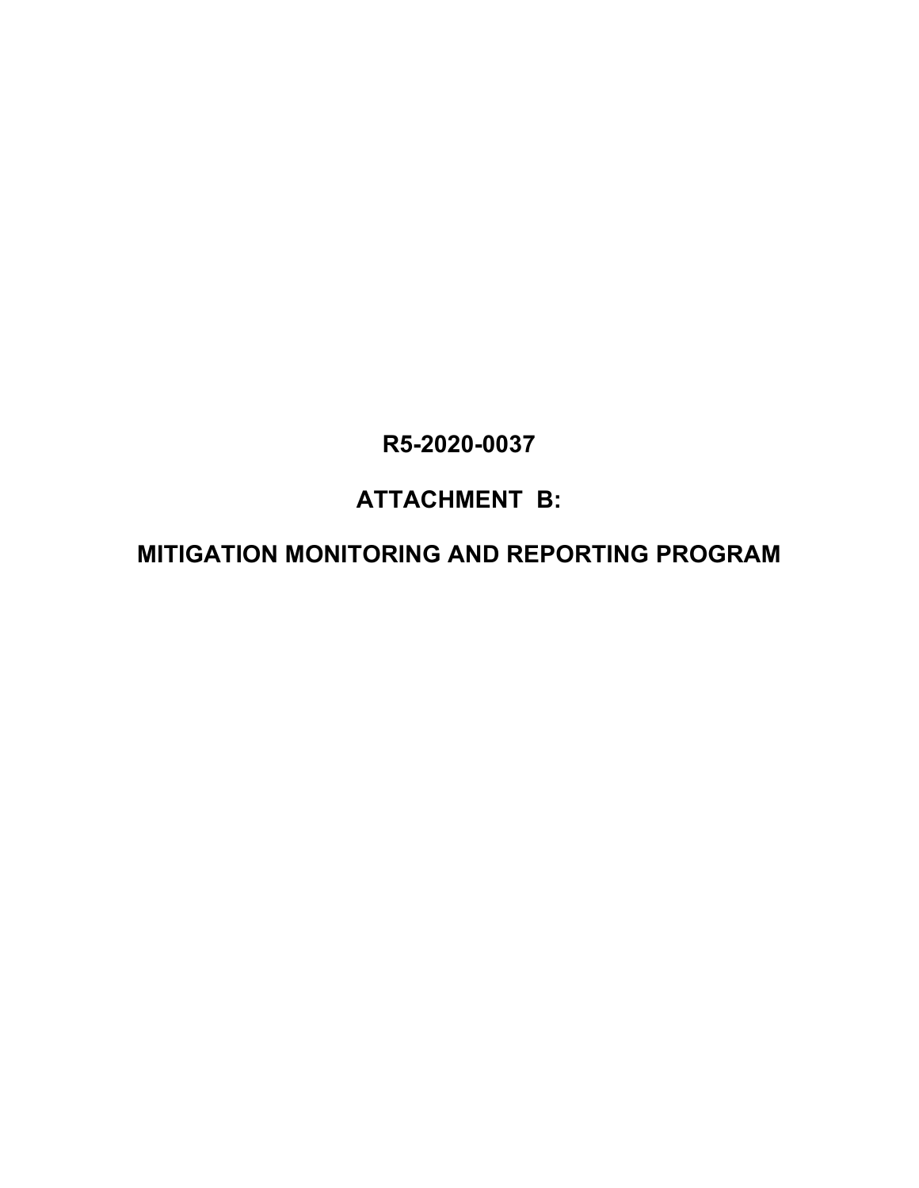# R5-2020-0037

# ATTACHMENT B:

# MITIGATION MONITORING AND REPORTING PROGRAM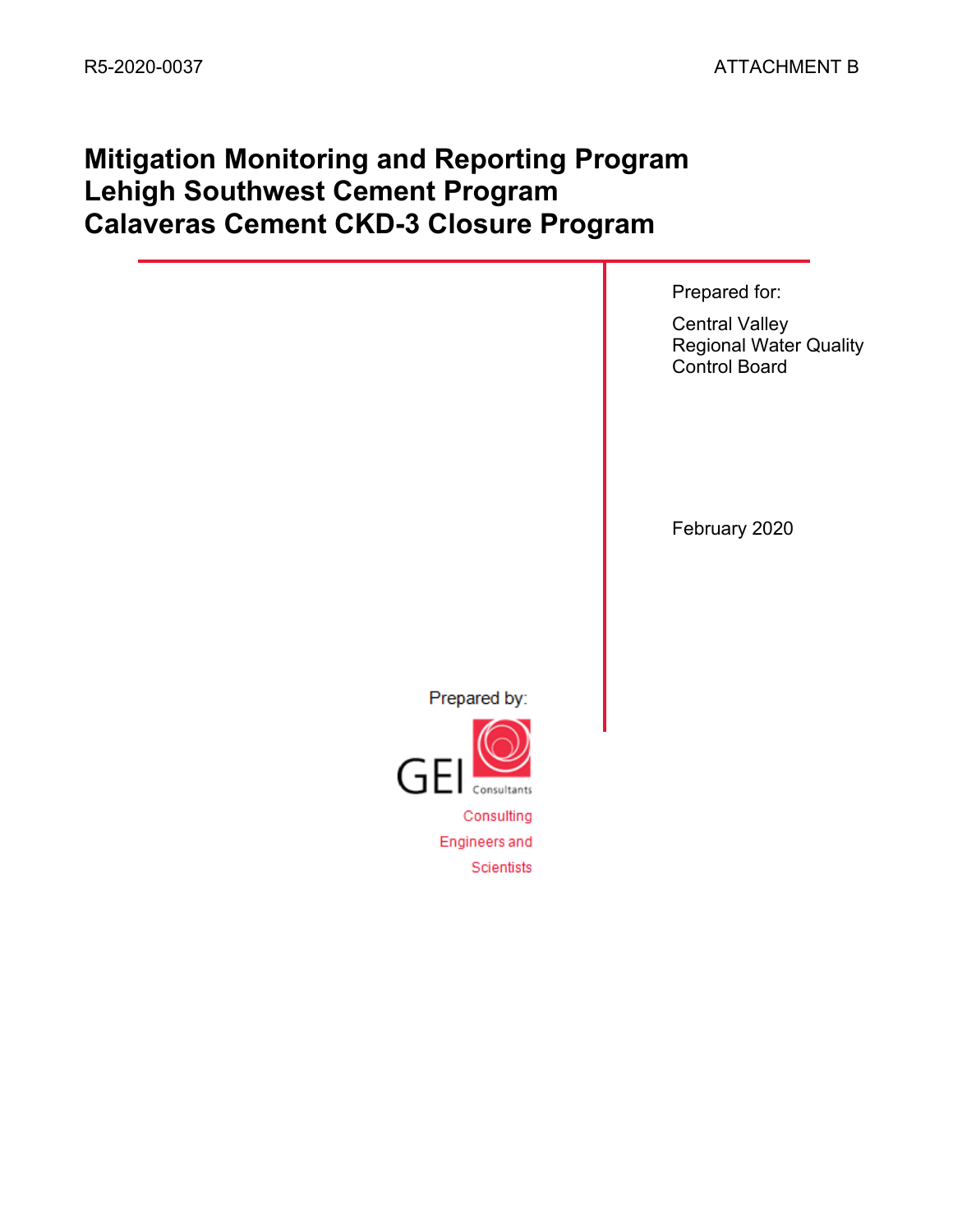R5-2020-0037 ATTACHMENT B

# Mitigation Monitoring and Reporting Program
# Lehigh Southwest Cement Program
# Calaveras Cement CKD-3 Closure Program

Prepared for:

Central Valley
Regional Water Quality
Control Board

February 2020

Prepared by:

GEI Consultants

Consulting
Engineers and
Scientists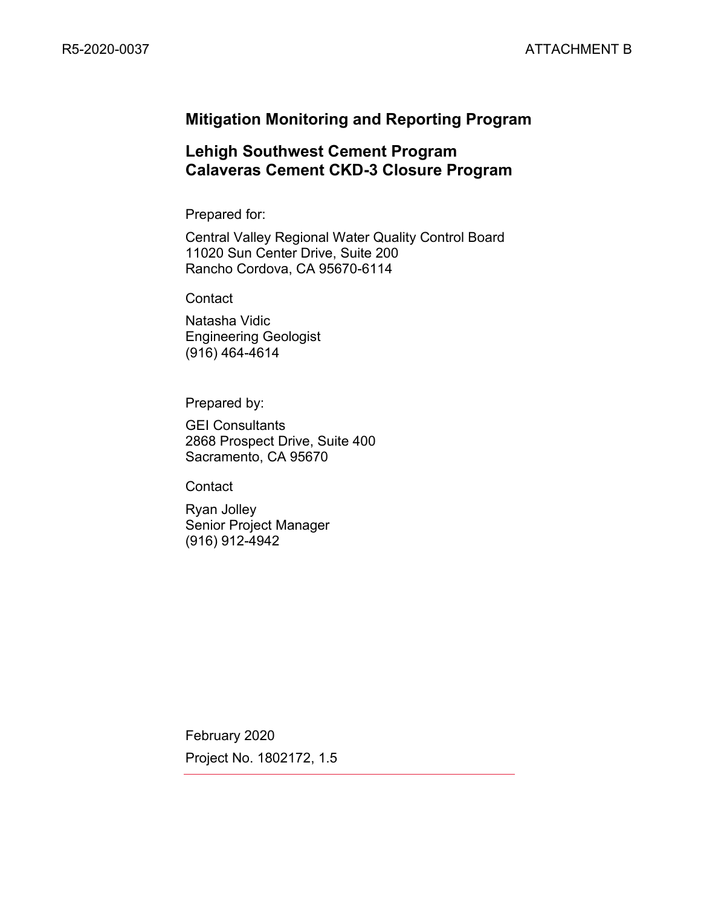R5-2020-0037 ATTACHMENT B

# Mitigation Monitoring and Reporting Program

## Lehigh Southwest Cement Program
## Calaveras Cement CKD-3 Closure Program

Prepared for:

Central Valley Regional Water Quality Control Board
11020 Sun Center Drive, Suite 200
Rancho Cordova, CA 95670-6114

Contact

Natasha Vidic
Engineering Geologist
(916) 464-4614

Prepared by:

GEI Consultants
2868 Prospect Drive, Suite 400
Sacramento, CA 95670

Contact

Ryan Jolley
Senior Project Manager
(916) 912-4942

February 2020

Project No. 1802172, 1.5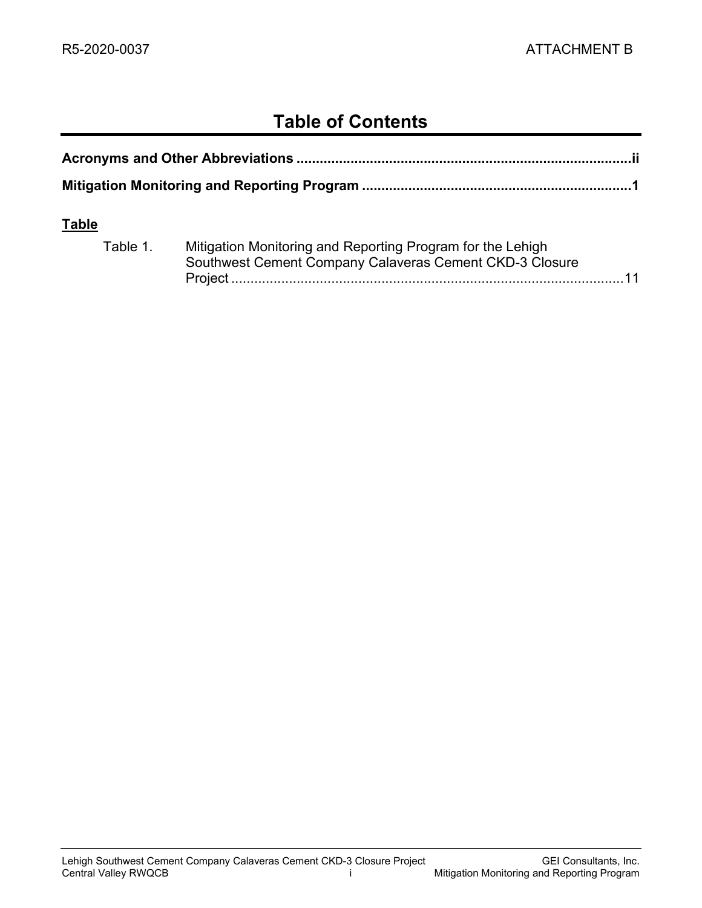# Table of Contents

**Acronyms and Other Abbreviations ..................................................................................ii**

**Mitigation Monitoring and Reporting Program ...................................................................1**

**Table**

Table 1. Mitigation Monitoring and Reporting Program for the Lehigh Southwest Cement Company Calaveras Cement CKD-3 Closure Project ......................................................................................11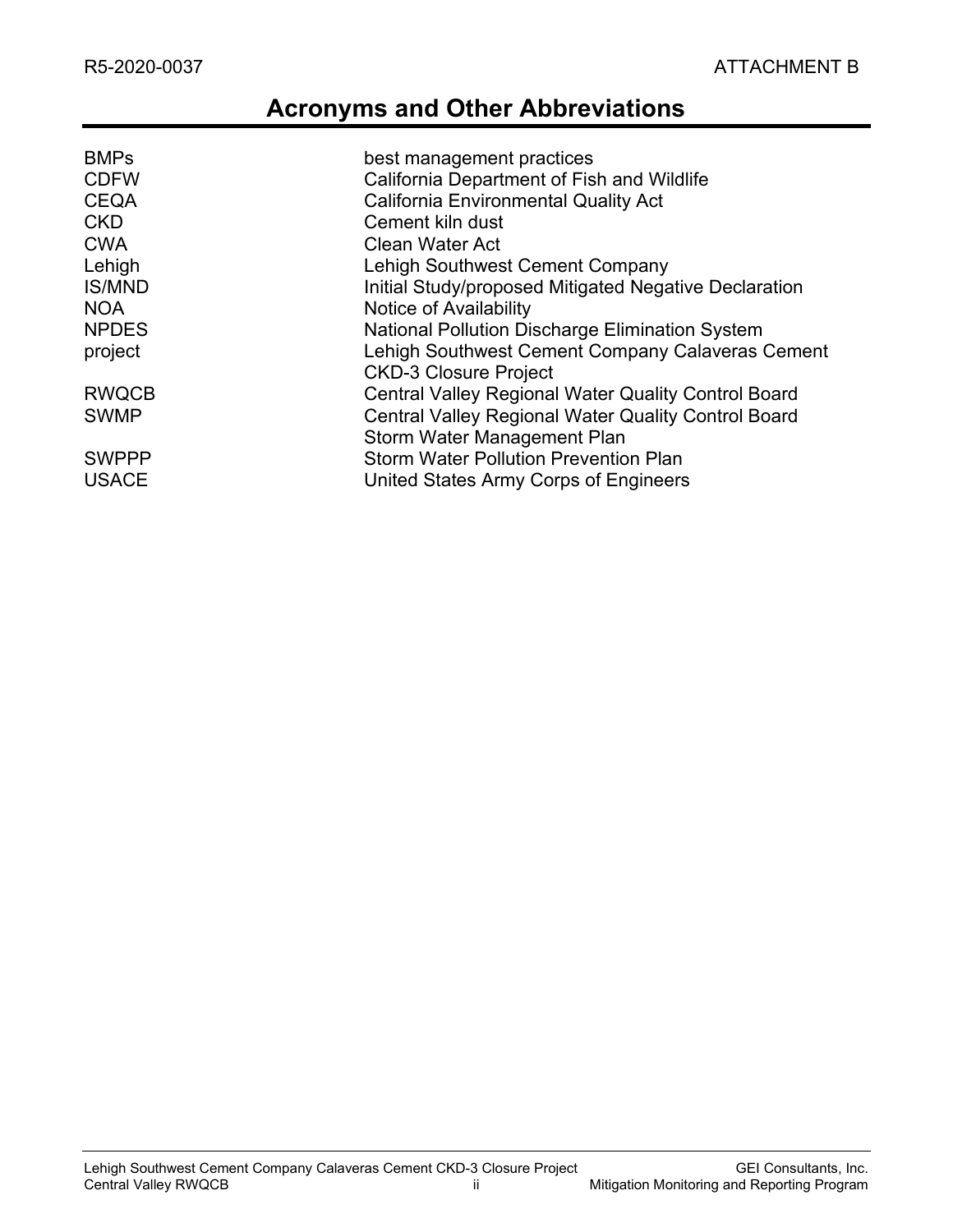# Acronyms and Other Abbreviations

| | |
|---|---|
| BMPs | best management practices |
| CDFW | California Department of Fish and Wildlife |
| CEQA | California Environmental Quality Act |
| CKD | Cement kiln dust |
| CWA | Clean Water Act |
| Lehigh | Lehigh Southwest Cement Company |
| IS/MND | Initial Study/proposed Mitigated Negative Declaration |
| NOA | Notice of Availability |
| NPDES | National Pollution Discharge Elimination System |
| project | Lehigh Southwest Cement Company Calaveras Cement CKD-3 Closure Project |
| RWQCB | Central Valley Regional Water Quality Control Board |
| SWMP | Central Valley Regional Water Quality Control Board Storm Water Management Plan |
| SWPPP | Storm Water Pollution Prevention Plan |
| USACE | United States Army Corps of Engineers |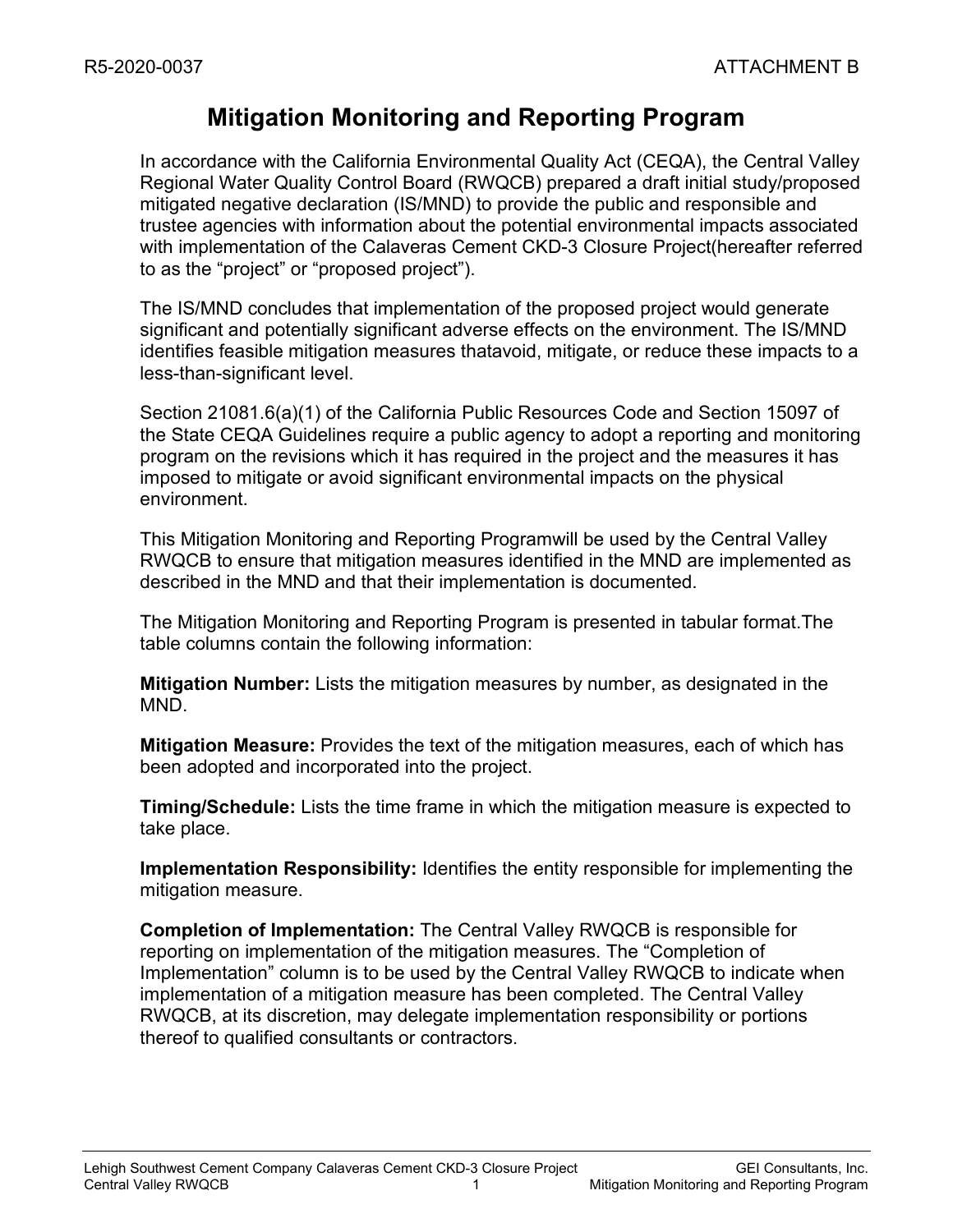# Mitigation Monitoring and Reporting Program

In accordance with the California Environmental Quality Act (CEQA), the Central Valley Regional Water Quality Control Board (RWQCB) prepared a draft initial study/proposed mitigated negative declaration (IS/MND) to provide the public and responsible and trustee agencies with information about the potential environmental impacts associated with implementation of the Calaveras Cement CKD-3 Closure Project(hereafter referred to as the "project" or "proposed project").

The IS/MND concludes that implementation of the proposed project would generate significant and potentially significant adverse effects on the environment. The IS/MND identifies feasible mitigation measures thatavoid, mitigate, or reduce these impacts to a less-than-significant level.

Section 21081.6(a)(1) of the California Public Resources Code and Section 15097 of the State CEQA Guidelines require a public agency to adopt a reporting and monitoring program on the revisions which it has required in the project and the measures it has imposed to mitigate or avoid significant environmental impacts on the physical environment.

This Mitigation Monitoring and Reporting Programwill be used by the Central Valley RWQCB to ensure that mitigation measures identified in the MND are implemented as described in the MND and that their implementation is documented.

The Mitigation Monitoring and Reporting Program is presented in tabular format.The table columns contain the following information:

**Mitigation Number:** Lists the mitigation measures by number, as designated in the MND.

**Mitigation Measure:** Provides the text of the mitigation measures, each of which has been adopted and incorporated into the project.

**Timing/Schedule:** Lists the time frame in which the mitigation measure is expected to take place.

**Implementation Responsibility:** Identifies the entity responsible for implementing the mitigation measure.

**Completion of Implementation:** The Central Valley RWQCB is responsible for reporting on implementation of the mitigation measures. The "Completion of Implementation" column is to be used by the Central Valley RWQCB to indicate when implementation of a mitigation measure has been completed. The Central Valley RWQCB, at its discretion, may delegate implementation responsibility or portions thereof to qualified consultants or contractors.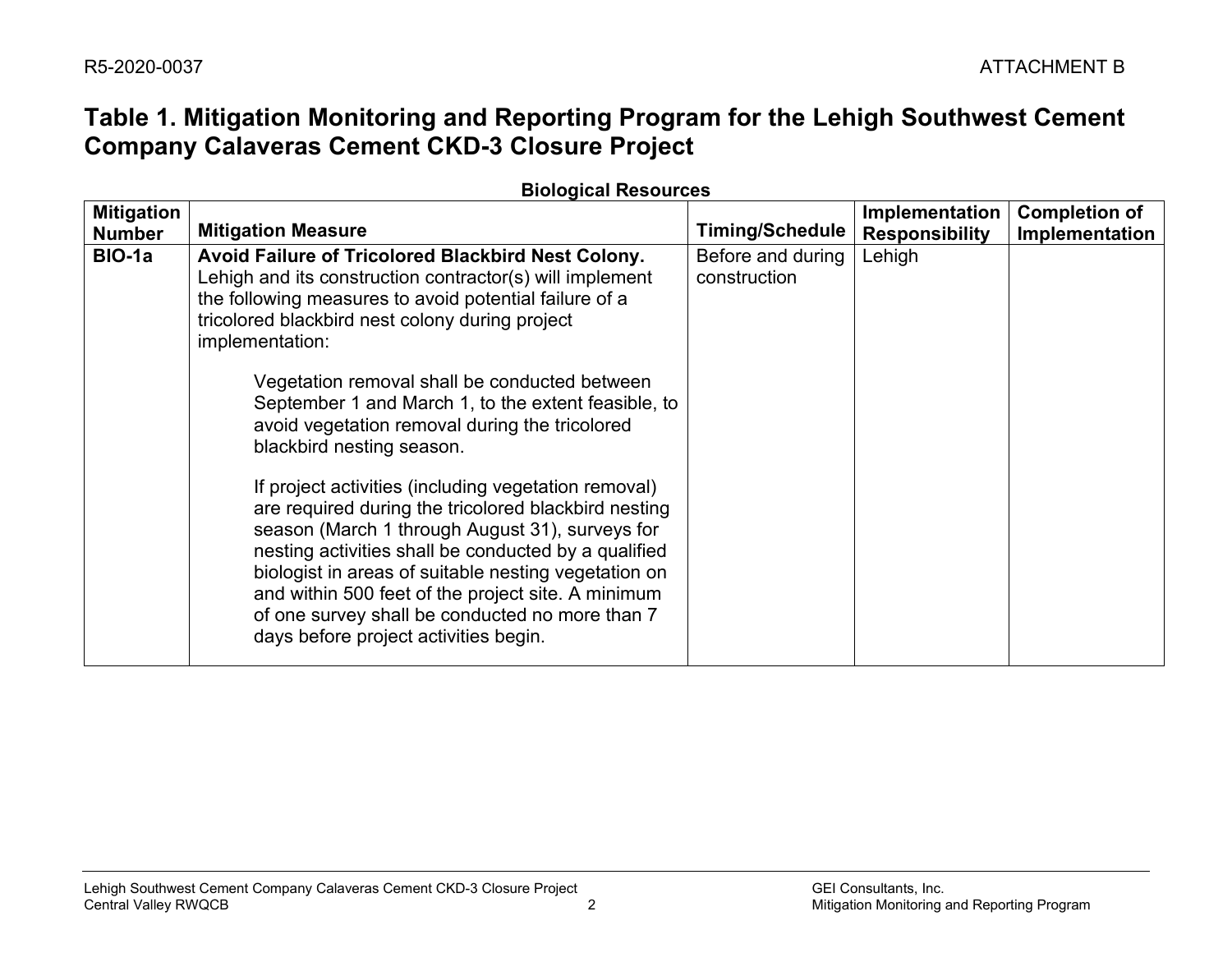# Table 1. Mitigation Monitoring and Reporting Program for the Lehigh Southwest Cement Company Calaveras Cement CKD-3 Closure Project

**Biological Resources**

| Mitigation Number | Mitigation Measure | Timing/Schedule | Implementation Responsibility | Completion of Implementation |
|---|---|---|---|---|
| **BIO-1a** | **Avoid Failure of Tricolored Blackbird Nest Colony.** Lehigh and its construction contractor(s) will implement the following measures to avoid potential failure of a tricolored blackbird nest colony during project implementation:<br><br>Vegetation removal shall be conducted between September 1 and March 1, to the extent feasible, to avoid vegetation removal during the tricolored blackbird nesting season.<br><br>If project activities (including vegetation removal) are required during the tricolored blackbird nesting season (March 1 through August 31), surveys for nesting activities shall be conducted by a qualified biologist in areas of suitable nesting vegetation on and within 500 feet of the project site. A minimum of one survey shall be conducted no more than 7 days before project activities begin. | Before and during construction | Lehigh | |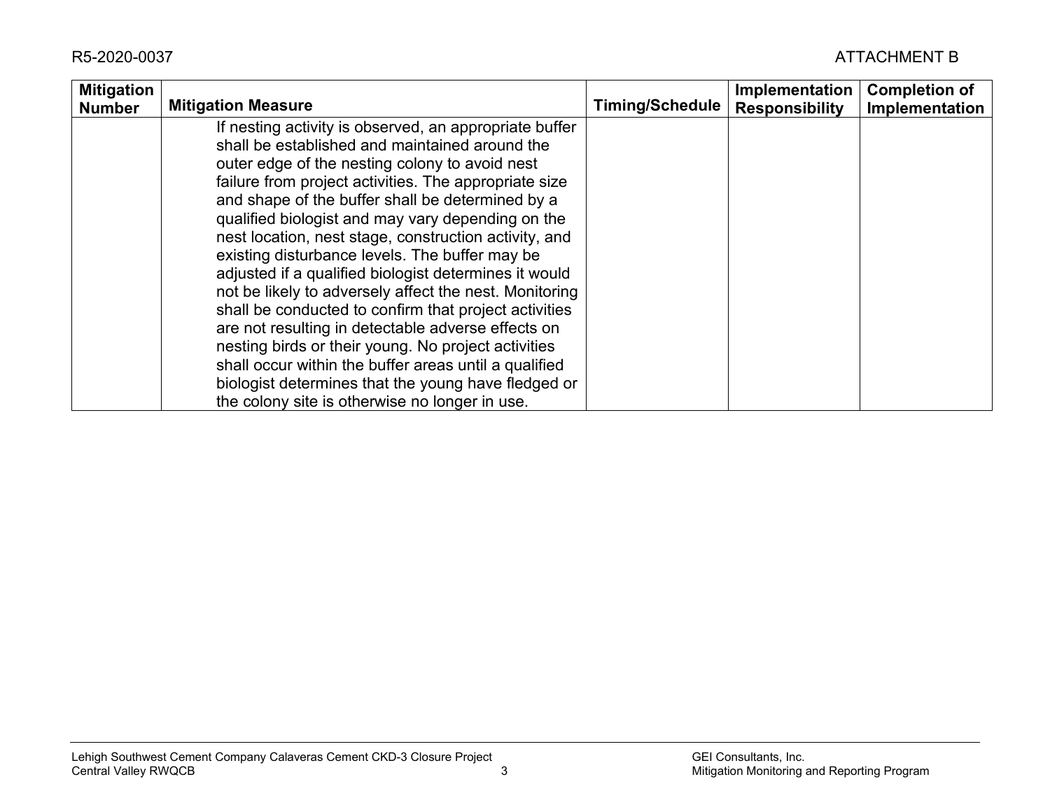| Mitigation Number | Mitigation Measure | Timing/Schedule | Implementation Responsibility | Completion of Implementation |
|---|---|---|---|---|
| | If nesting activity is observed, an appropriate buffer shall be established and maintained around the outer edge of the nesting colony to avoid nest failure from project activities. The appropriate size and shape of the buffer shall be determined by a qualified biologist and may vary depending on the nest location, nest stage, construction activity, and existing disturbance levels. The buffer may be adjusted if a qualified biologist determines it would not be likely to adversely affect the nest. Monitoring shall be conducted to confirm that project activities are not resulting in detectable adverse effects on nesting birds or their young. No project activities shall occur within the buffer areas until a qualified biologist determines that the young have fledged or the colony site is otherwise no longer in use. | | | |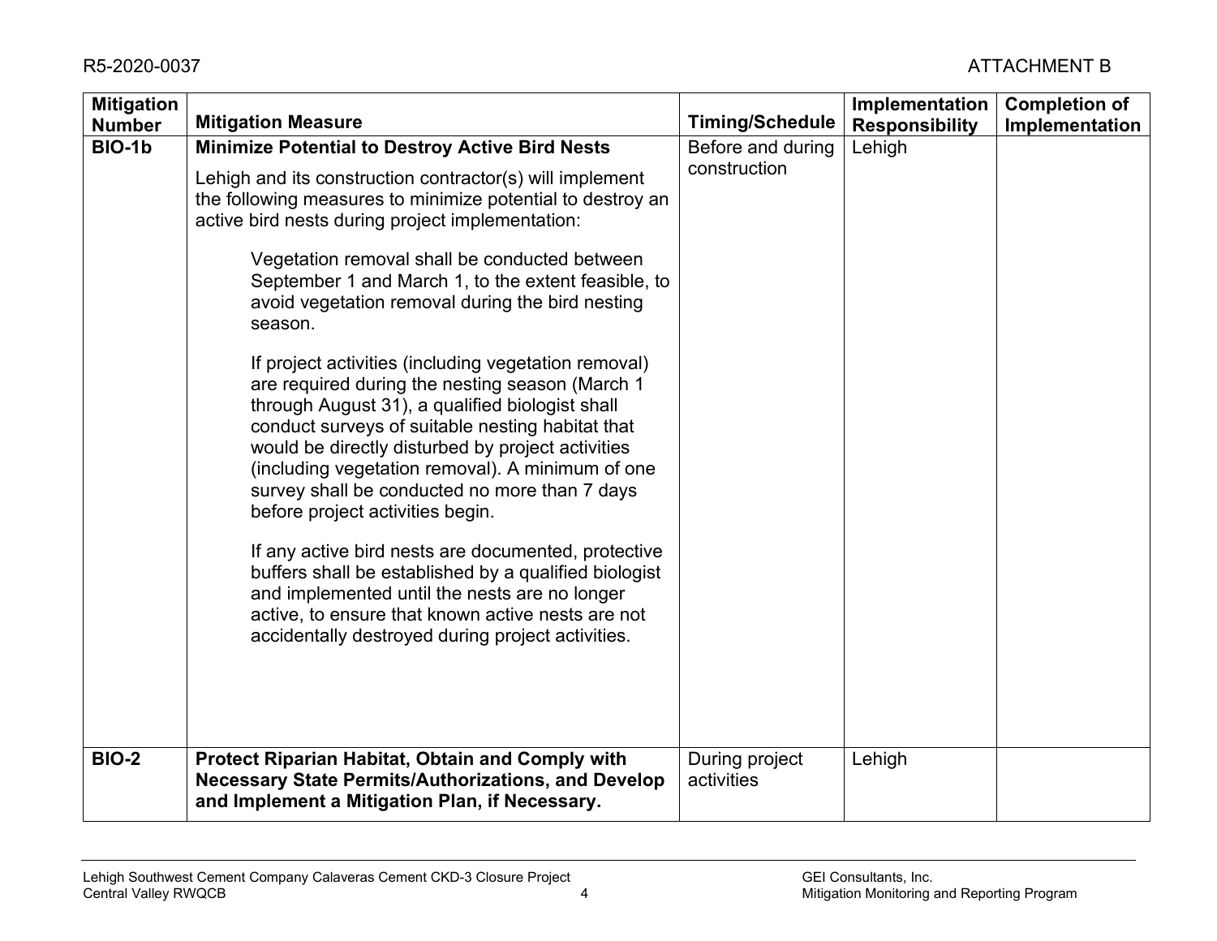| Mitigation Number | Mitigation Measure | Timing/Schedule | Implementation Responsibility | Completion of Implementation |
|---|---|---|---|---|
| **BIO-1b** | **Minimize Potential to Destroy Active Bird Nests**<br><br>Lehigh and its construction contractor(s) will implement the following measures to minimize potential to destroy an active bird nests during project implementation:<br><br>Vegetation removal shall be conducted between September 1 and March 1, to the extent feasible, to avoid vegetation removal during the bird nesting season.<br><br>If project activities (including vegetation removal) are required during the nesting season (March 1 through August 31), a qualified biologist shall conduct surveys of suitable nesting habitat that would be directly disturbed by project activities (including vegetation removal). A minimum of one survey shall be conducted no more than 7 days before project activities begin.<br><br>If any active bird nests are documented, protective buffers shall be established by a qualified biologist and implemented until the nests are no longer active, to ensure that known active nests are not accidentally destroyed during project activities. | Before and during construction | Lehigh | |
| **BIO-2** | **Protect Riparian Habitat, Obtain and Comply with Necessary State Permits/Authorizations, and Develop and Implement a Mitigation Plan, if Necessary.** | During project activities | Lehigh | |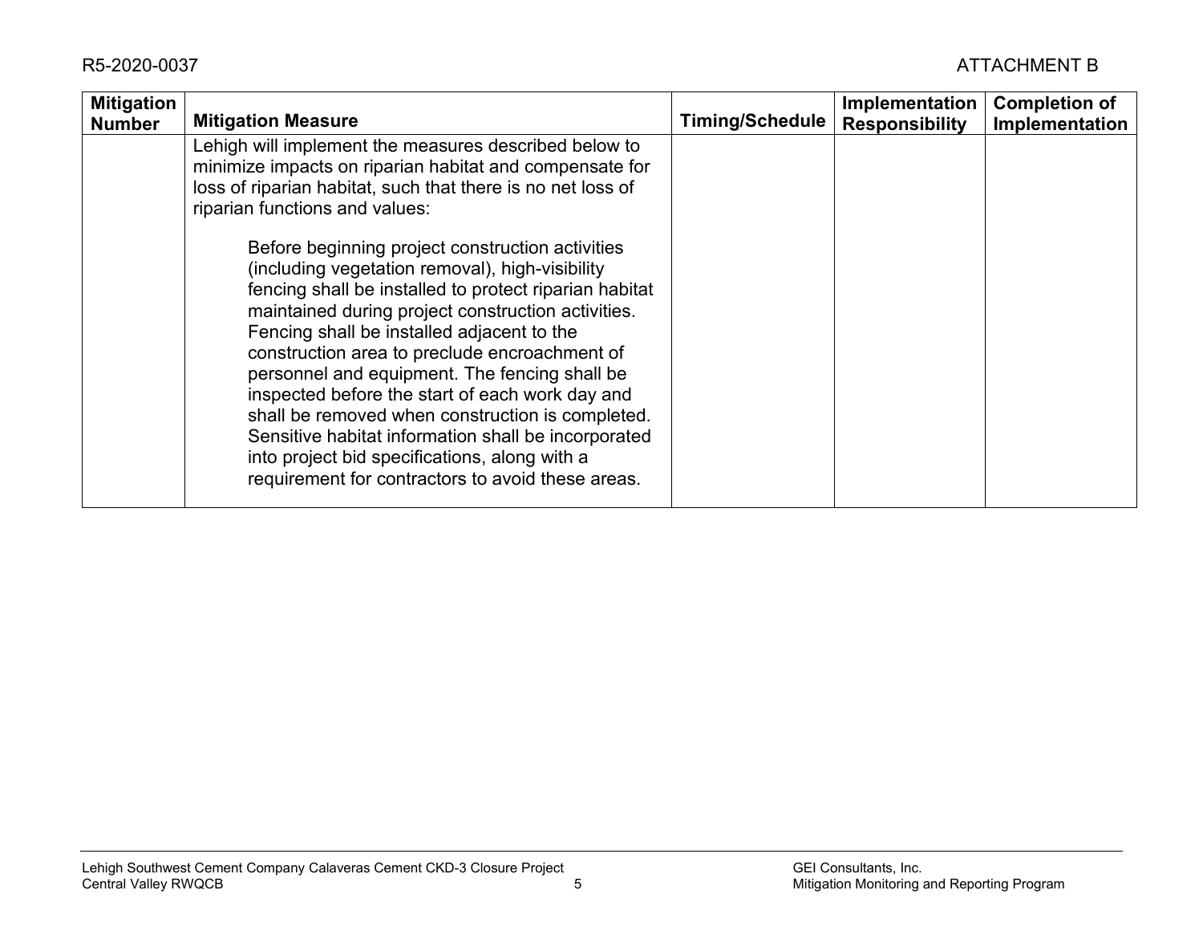| Mitigation Number | Mitigation Measure | Timing/Schedule | Implementation Responsibility | Completion of Implementation |
|---|---|---|---|---|
| | Lehigh will implement the measures described below to minimize impacts on riparian habitat and compensate for loss of riparian habitat, such that there is no net loss of riparian functions and values:<br><br>Before beginning project construction activities (including vegetation removal), high-visibility fencing shall be installed to protect riparian habitat maintained during project construction activities. Fencing shall be installed adjacent to the construction area to preclude encroachment of personnel and equipment. The fencing shall be inspected before the start of each work day and shall be removed when construction is completed. Sensitive habitat information shall be incorporated into project bid specifications, along with a requirement for contractors to avoid these areas. | | | |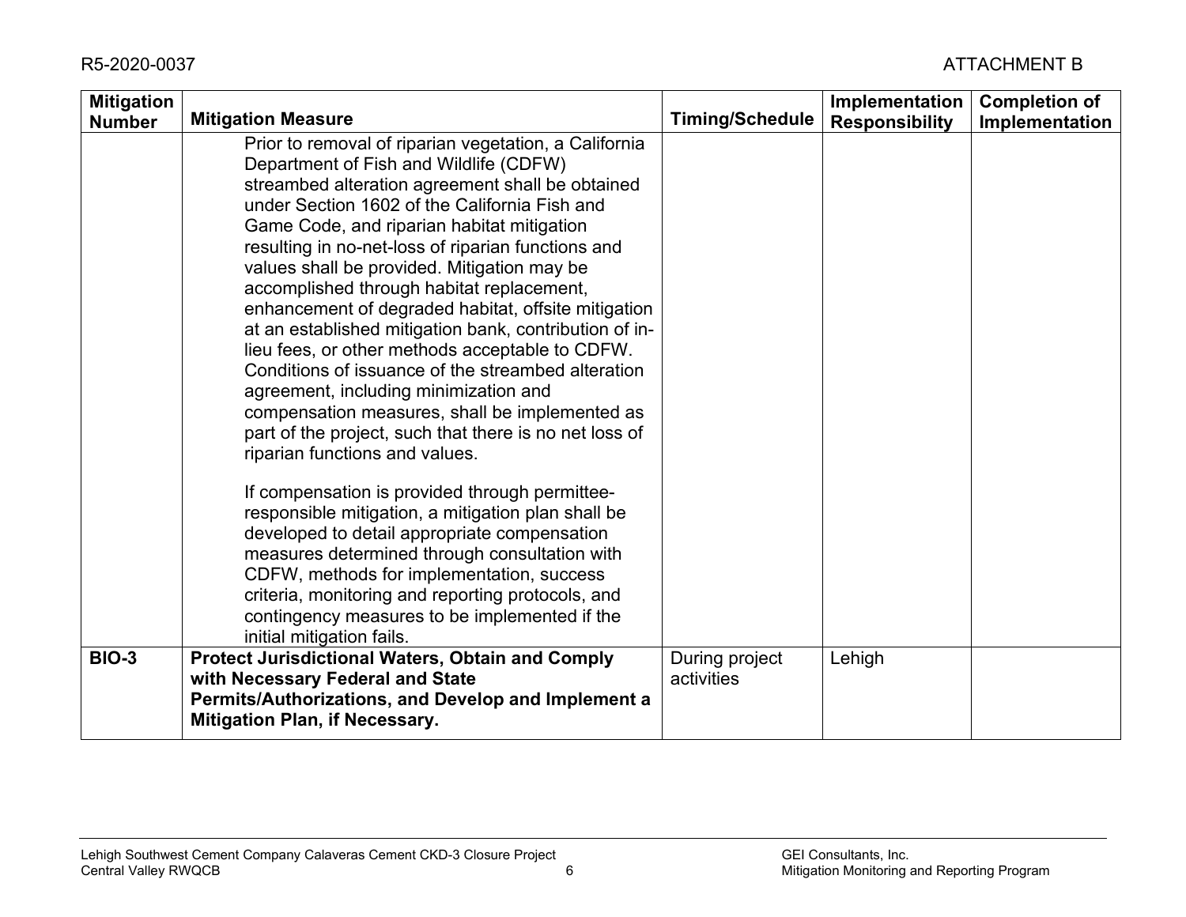| Mitigation Number | Mitigation Measure | Timing/Schedule | Implementation Responsibility | Completion of Implementation |
|---|---|---|---|---|
| | Prior to removal of riparian vegetation, a California Department of Fish and Wildlife (CDFW) streambed alteration agreement shall be obtained under Section 1602 of the California Fish and Game Code, and riparian habitat mitigation resulting in no-net-loss of riparian functions and values shall be provided. Mitigation may be accomplished through habitat replacement, enhancement of degraded habitat, offsite mitigation at an established mitigation bank, contribution of in-lieu fees, or other methods acceptable to CDFW. Conditions of issuance of the streambed alteration agreement, including minimization and compensation measures, shall be implemented as part of the project, such that there is no net loss of riparian functions and values.<br><br>If compensation is provided through permittee-responsible mitigation, a mitigation plan shall be developed to detail appropriate compensation measures determined through consultation with CDFW, methods for implementation, success criteria, monitoring and reporting protocols, and contingency measures to be implemented if the initial mitigation fails. | | | |
| **BIO-3** | **Protect Jurisdictional Waters, Obtain and Comply with Necessary Federal and State Permits/Authorizations, and Develop and Implement a Mitigation Plan, if Necessary.** | During project activities | Lehigh | |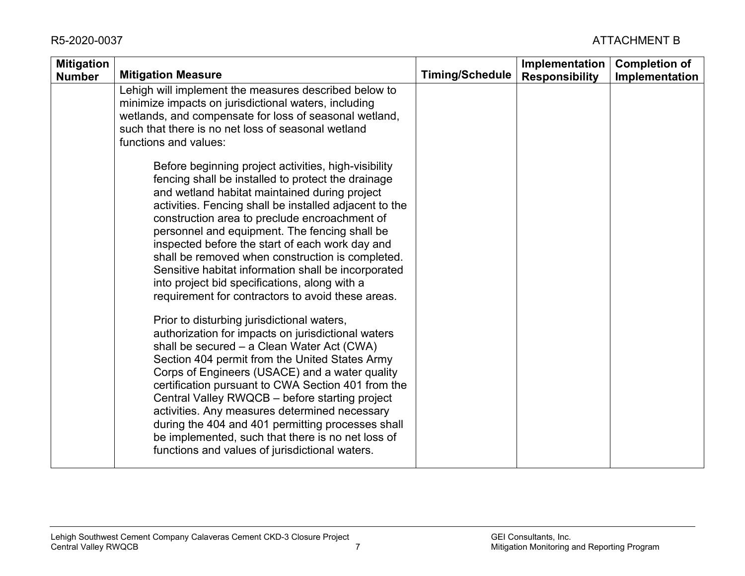| Mitigation Number | Mitigation Measure | Timing/Schedule | Implementation Responsibility | Completion of Implementation |
|---|---|---|---|---|
| | Lehigh will implement the measures described below to minimize impacts on jurisdictional waters, including wetlands, and compensate for loss of seasonal wetland, such that there is no net loss of seasonal wetland functions and values:<br><br>Before beginning project activities, high-visibility fencing shall be installed to protect the drainage and wetland habitat maintained during project activities. Fencing shall be installed adjacent to the construction area to preclude encroachment of personnel and equipment. The fencing shall be inspected before the start of each work day and shall be removed when construction is completed. Sensitive habitat information shall be incorporated into project bid specifications, along with a requirement for contractors to avoid these areas.<br><br>Prior to disturbing jurisdictional waters, authorization for impacts on jurisdictional waters shall be secured – a Clean Water Act (CWA) Section 404 permit from the United States Army Corps of Engineers (USACE) and a water quality certification pursuant to CWA Section 401 from the Central Valley RWQCB – before starting project activities. Any measures determined necessary during the 404 and 401 permitting processes shall be implemented, such that there is no net loss of functions and values of jurisdictional waters. | | | |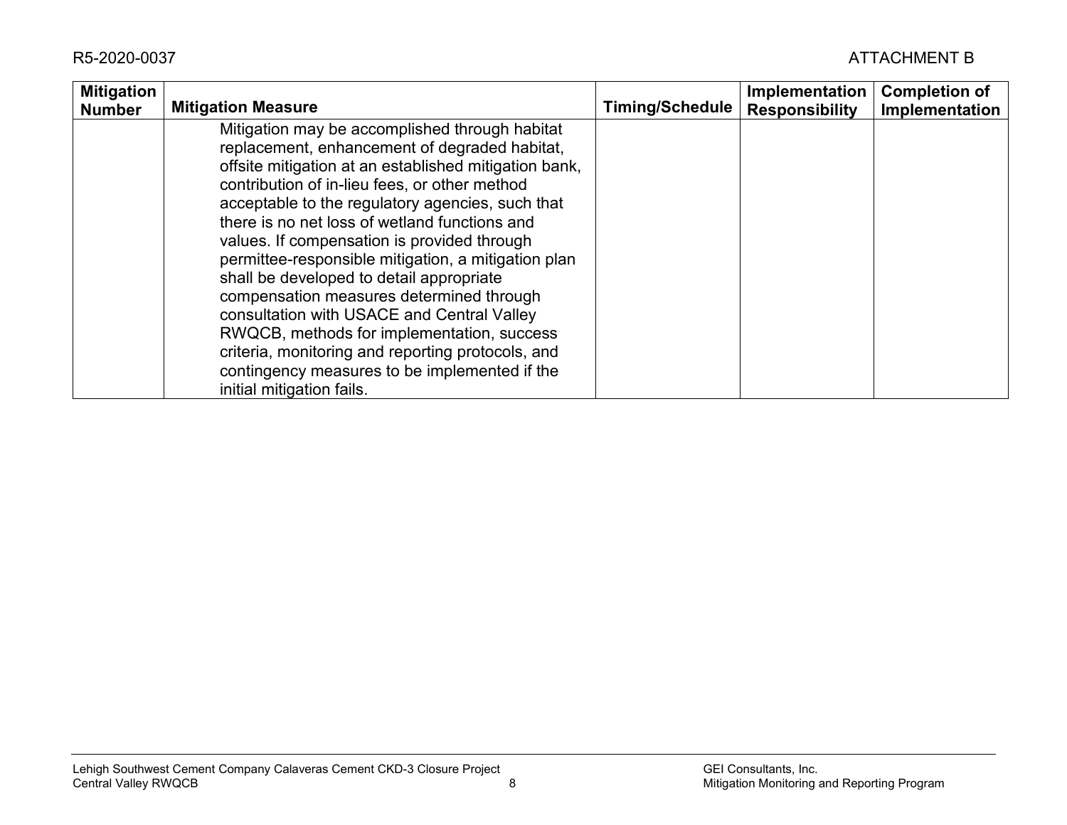| Mitigation Number | Mitigation Measure | Timing/Schedule | Implementation Responsibility | Completion of Implementation |
|---|---|---|---|---|
| | Mitigation may be accomplished through habitat replacement, enhancement of degraded habitat, offsite mitigation at an established mitigation bank, contribution of in-lieu fees, or other method acceptable to the regulatory agencies, such that there is no net loss of wetland functions and values. If compensation is provided through permittee-responsible mitigation, a mitigation plan shall be developed to detail appropriate compensation measures determined through consultation with USACE and Central Valley RWQCB, methods for implementation, success criteria, monitoring and reporting protocols, and contingency measures to be implemented if the initial mitigation fails. | | | |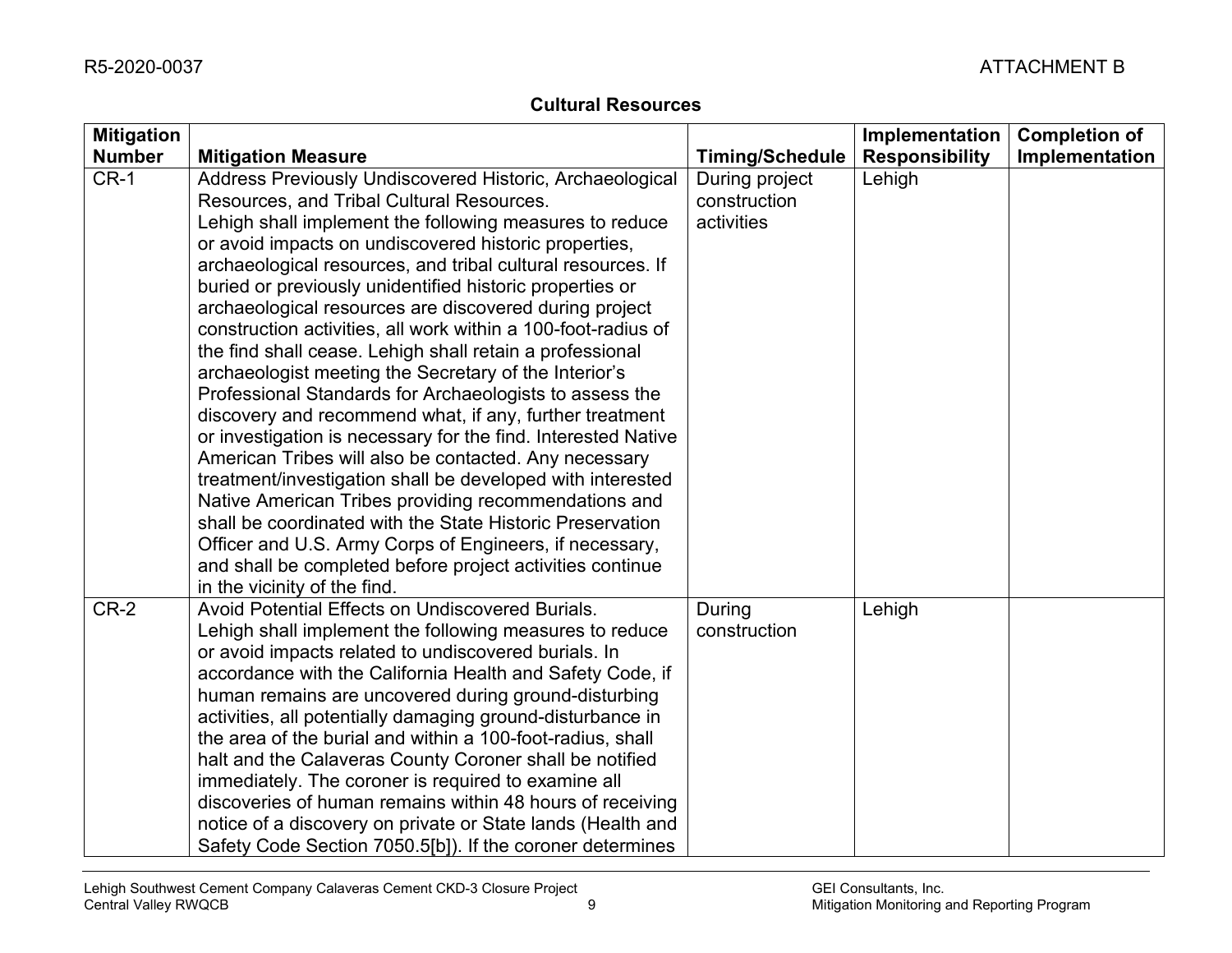## Cultural Resources

| Mitigation Number | Mitigation Measure | Timing/Schedule | Implementation Responsibility | Completion of Implementation |
|---|---|---|---|---|
| CR-1 | Address Previously Undiscovered Historic, Archaeological Resources, and Tribal Cultural Resources. Lehigh shall implement the following measures to reduce or avoid impacts on undiscovered historic properties, archaeological resources, and tribal cultural resources. If buried or previously unidentified historic properties or archaeological resources are discovered during project construction activities, all work within a 100-foot-radius of the find shall cease. Lehigh shall retain a professional archaeologist meeting the Secretary of the Interior's Professional Standards for Archaeologists to assess the discovery and recommend what, if any, further treatment or investigation is necessary for the find. Interested Native American Tribes will also be contacted. Any necessary treatment/investigation shall be developed with interested Native American Tribes providing recommendations and shall be coordinated with the State Historic Preservation Officer and U.S. Army Corps of Engineers, if necessary, and shall be completed before project activities continue in the vicinity of the find. | During project construction activities | Lehigh | |
| CR-2 | Avoid Potential Effects on Undiscovered Burials. Lehigh shall implement the following measures to reduce or avoid impacts related to undiscovered burials. In accordance with the California Health and Safety Code, if human remains are uncovered during ground-disturbing activities, all potentially damaging ground-disturbance in the area of the burial and within a 100-foot-radius, shall halt and the Calaveras County Coroner shall be notified immediately. The coroner is required to examine all discoveries of human remains within 48 hours of receiving notice of a discovery on private or State lands (Health and Safety Code Section 7050.5[b]). If the coroner determines | During construction | Lehigh | |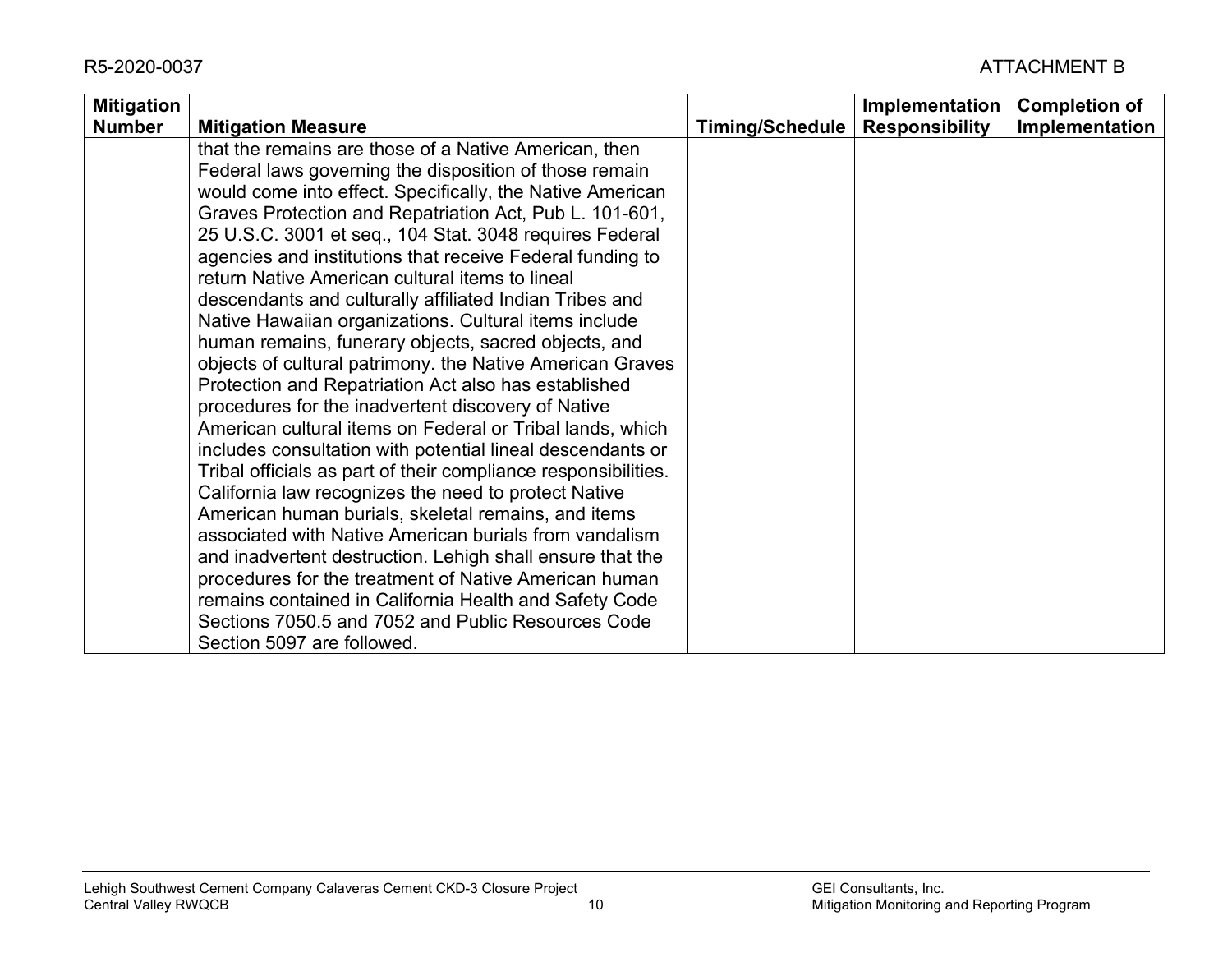| Mitigation Number | Mitigation Measure | Timing/Schedule | Implementation Responsibility | Completion of Implementation |
|---|---|---|---|---|
| | that the remains are those of a Native American, then Federal laws governing the disposition of those remain would come into effect. Specifically, the Native American Graves Protection and Repatriation Act, Pub L. 101-601, 25 U.S.C. 3001 et seq., 104 Stat. 3048 requires Federal agencies and institutions that receive Federal funding to return Native American cultural items to lineal descendants and culturally affiliated Indian Tribes and Native Hawaiian organizations. Cultural items include human remains, funerary objects, sacred objects, and objects of cultural patrimony. the Native American Graves Protection and Repatriation Act also has established procedures for the inadvertent discovery of Native American cultural items on Federal or Tribal lands, which includes consultation with potential lineal descendants or Tribal officials as part of their compliance responsibilities. California law recognizes the need to protect Native American human burials, skeletal remains, and items associated with Native American burials from vandalism and inadvertent destruction. Lehigh shall ensure that the procedures for the treatment of Native American human remains contained in California Health and Safety Code Sections 7050.5 and 7052 and Public Resources Code Section 5097 are followed. | | | |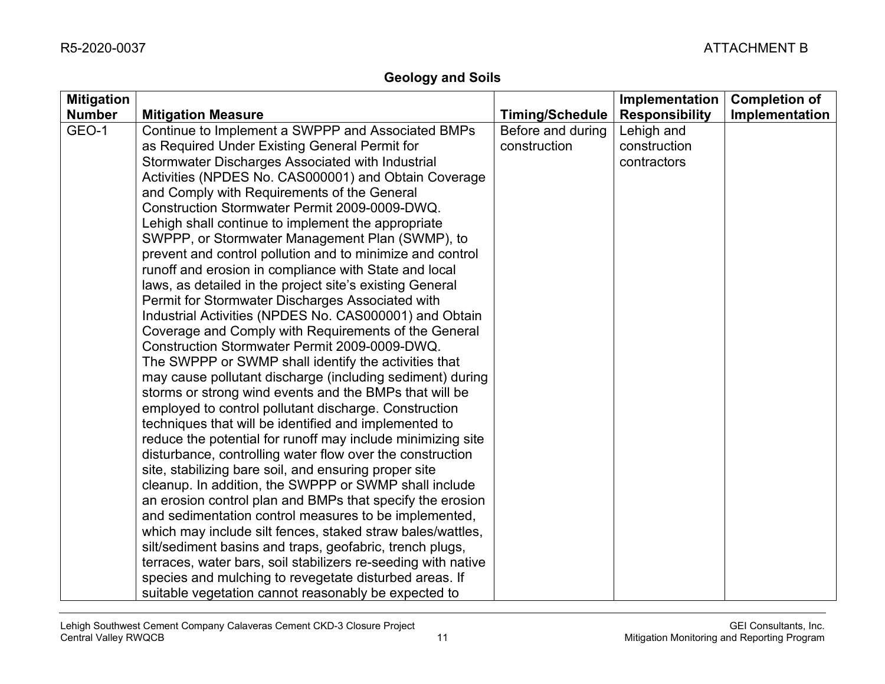## Geology and Soils

| Mitigation Number | Mitigation Measure | Timing/Schedule | Implementation Responsibility | Completion of Implementation |
|---|---|---|---|---|
| GEO-1 | Continue to Implement a SWPPP and Associated BMPs as Required Under Existing General Permit for Stormwater Discharges Associated with Industrial Activities (NPDES No. CAS000001) and Obtain Coverage and Comply with Requirements of the General Construction Stormwater Permit 2009-0009-DWQ. Lehigh shall continue to implement the appropriate SWPPP, or Stormwater Management Plan (SWMP), to prevent and control pollution and to minimize and control runoff and erosion in compliance with State and local laws, as detailed in the project site's existing General Permit for Stormwater Discharges Associated with Industrial Activities (NPDES No. CAS000001) and Obtain Coverage and Comply with Requirements of the General Construction Stormwater Permit 2009-0009-DWQ. The SWPPP or SWMP shall identify the activities that may cause pollutant discharge (including sediment) during storms or strong wind events and the BMPs that will be employed to control pollutant discharge. Construction techniques that will be identified and implemented to reduce the potential for runoff may include minimizing site disturbance, controlling water flow over the construction site, stabilizing bare soil, and ensuring proper site cleanup. In addition, the SWPPP or SWMP shall include an erosion control plan and BMPs that specify the erosion and sedimentation control measures to be implemented, which may include silt fences, staked straw bales/wattles, silt/sediment basins and traps, geofabric, trench plugs, terraces, water bars, soil stabilizers re-seeding with native species and mulching to revegetate disturbed areas. If suitable vegetation cannot reasonably be expected to | Before and during construction | Lehigh and construction contractors | |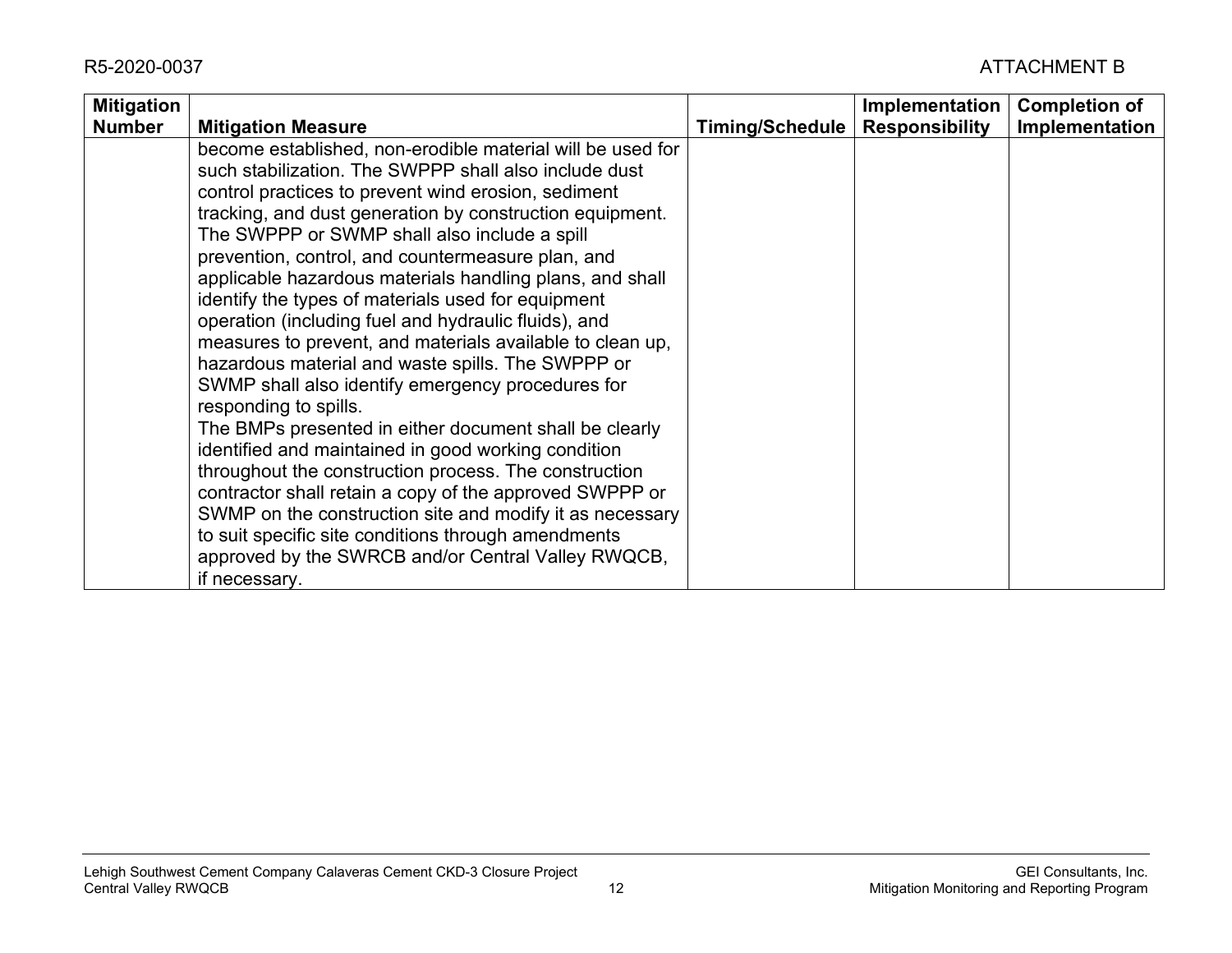| Mitigation Number | Mitigation Measure | Timing/Schedule | Implementation Responsibility | Completion of Implementation |
|---|---|---|---|---|
| | become established, non-erodible material will be used for such stabilization. The SWPPP shall also include dust control practices to prevent wind erosion, sediment tracking, and dust generation by construction equipment. The SWPPP or SWMP shall also include a spill prevention, control, and countermeasure plan, and applicable hazardous materials handling plans, and shall identify the types of materials used for equipment operation (including fuel and hydraulic fluids), and measures to prevent, and materials available to clean up, hazardous material and waste spills. The SWPPP or SWMP shall also identify emergency procedures for responding to spills.<br>The BMPs presented in either document shall be clearly identified and maintained in good working condition throughout the construction process. The construction contractor shall retain a copy of the approved SWPPP or SWMP on the construction site and modify it as necessary to suit specific site conditions through amendments approved by the SWRCB and/or Central Valley RWQCB, if necessary. | | | |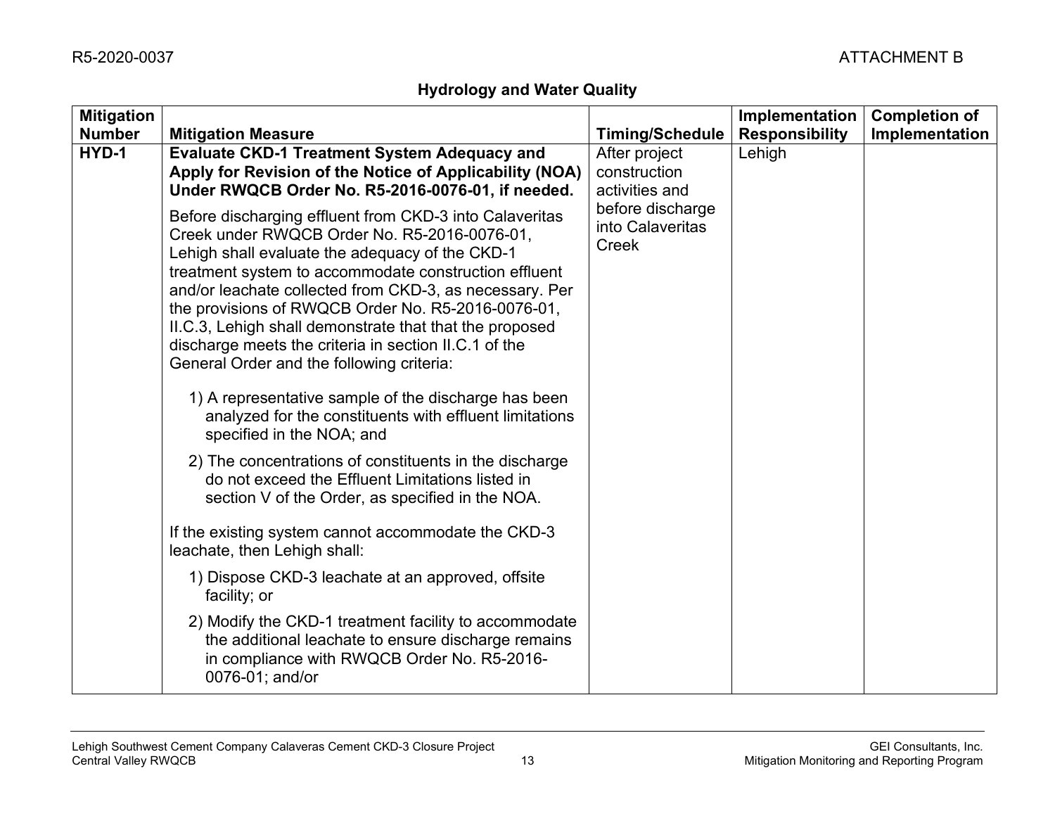## Hydrology and Water Quality

| Mitigation Number | Mitigation Measure | Timing/Schedule | Implementation Responsibility | Completion of Implementation |
|---|---|---|---|---|
| HYD-1 | **Evaluate CKD-1 Treatment System Adequacy and Apply for Revision of the Notice of Applicability (NOA) Under RWQCB Order No. R5-2016-0076-01, if needed.**<br><br>Before discharging effluent from CKD-3 into Calaveritas Creek under RWQCB Order No. R5-2016-0076-01, Lehigh shall evaluate the adequacy of the CKD-1 treatment system to accommodate construction effluent and/or leachate collected from CKD-3, as necessary. Per the provisions of RWQCB Order No. R5-2016-0076-01, II.C.3, Lehigh shall demonstrate that that the proposed discharge meets the criteria in section II.C.1 of the General Order and the following criteria:<br><br>1) A representative sample of the discharge has been analyzed for the constituents with effluent limitations specified in the NOA; and<br><br>2) The concentrations of constituents in the discharge do not exceed the Effluent Limitations listed in section V of the Order, as specified in the NOA.<br><br>If the existing system cannot accommodate the CKD-3 leachate, then Lehigh shall:<br><br>1) Dispose CKD-3 leachate at an approved, offsite facility; or<br><br>2) Modify the CKD-1 treatment facility to accommodate the additional leachate to ensure discharge remains in compliance with RWQCB Order No. R5-2016-0076-01; and/or | After project construction activities and before discharge into Calaveritas Creek | Lehigh | |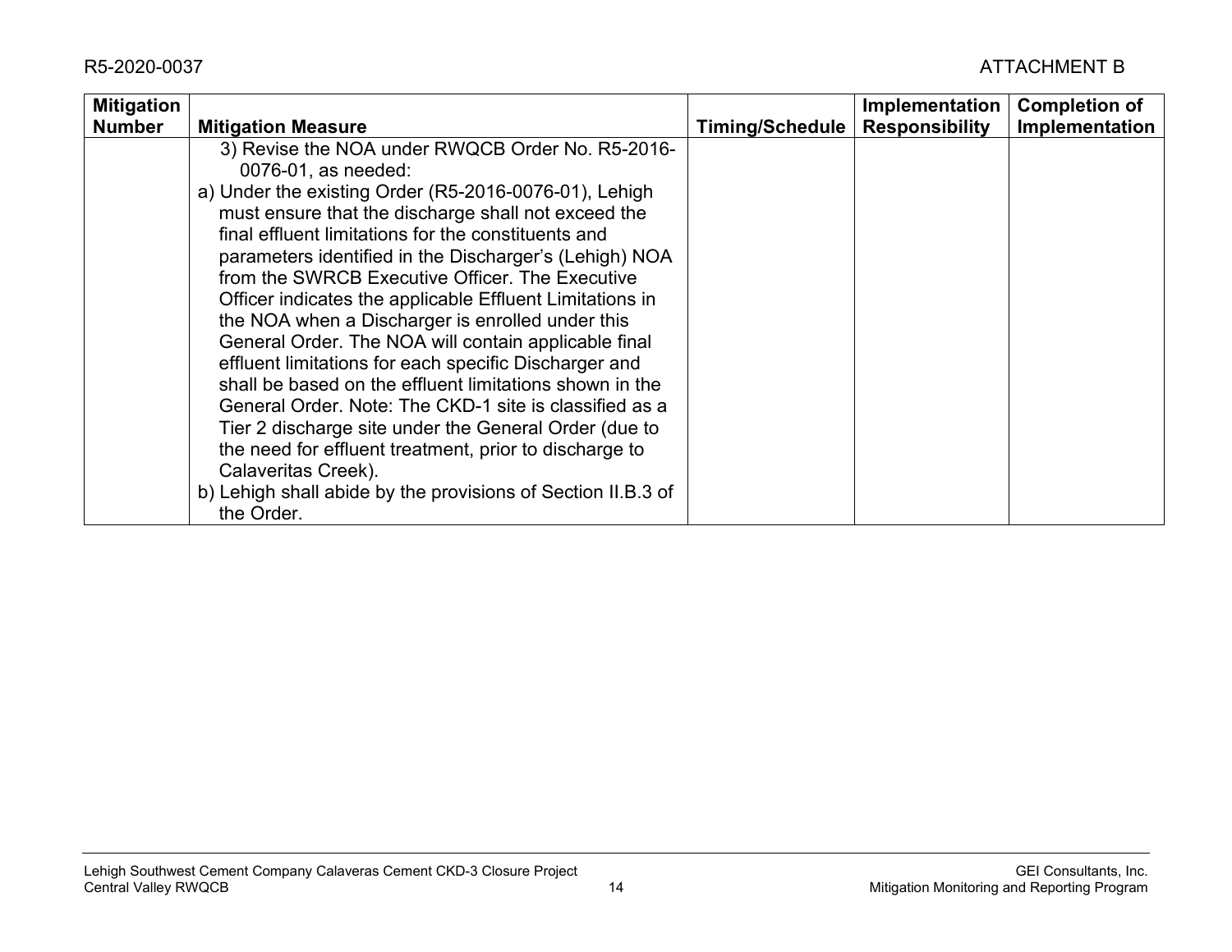| Mitigation Number | Mitigation Measure | Timing/Schedule | Implementation Responsibility | Completion of Implementation |
|---|---|---|---|---|
| | 3) Revise the NOA under RWQCB Order No. R5-2016-0076-01, as needed:<br>a) Under the existing Order (R5-2016-0076-01), Lehigh must ensure that the discharge shall not exceed the final effluent limitations for the constituents and parameters identified in the Discharger's (Lehigh) NOA from the SWRCB Executive Officer. The Executive Officer indicates the applicable Effluent Limitations in the NOA when a Discharger is enrolled under this General Order. The NOA will contain applicable final effluent limitations for each specific Discharger and shall be based on the effluent limitations shown in the General Order. Note: The CKD-1 site is classified as a Tier 2 discharge site under the General Order (due to the need for effluent treatment, prior to discharge to Calaveritas Creek).<br>b) Lehigh shall abide by the provisions of Section II.B.3 of the Order. | | | |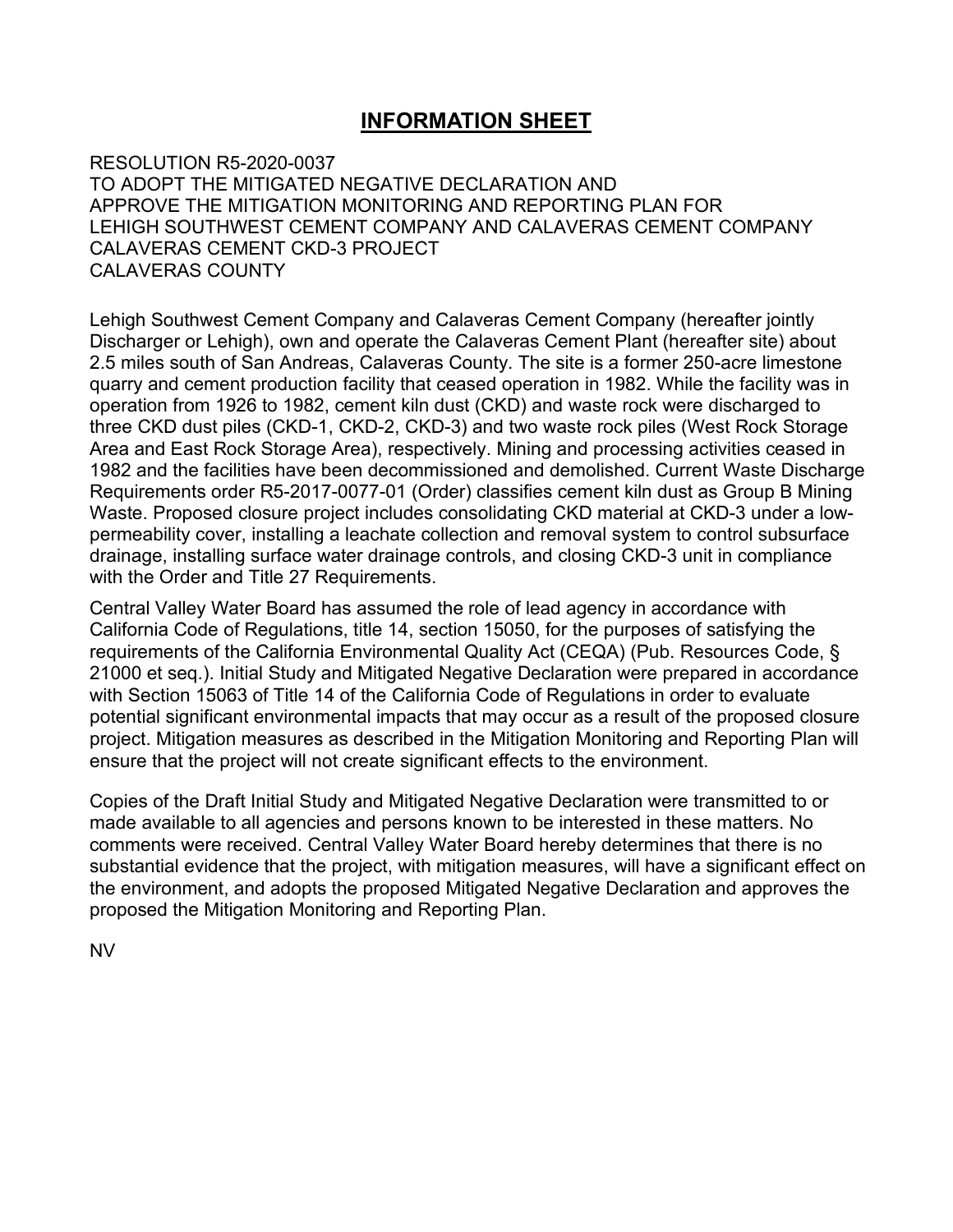# INFORMATION SHEET

RESOLUTION R5-2020-0037
TO ADOPT THE MITIGATED NEGATIVE DECLARATION AND
APPROVE THE MITIGATION MONITORING AND REPORTING PLAN FOR
LEHIGH SOUTHWEST CEMENT COMPANY AND CALAVERAS CEMENT COMPANY
CALAVERAS CEMENT CKD-3 PROJECT
CALAVERAS COUNTY

Lehigh Southwest Cement Company and Calaveras Cement Company (hereafter jointly Discharger or Lehigh), own and operate the Calaveras Cement Plant (hereafter site) about 2.5 miles south of San Andreas, Calaveras County. The site is a former 250-acre limestone quarry and cement production facility that ceased operation in 1982. While the facility was in operation from 1926 to 1982, cement kiln dust (CKD) and waste rock were discharged to three CKD dust piles (CKD-1, CKD-2, CKD-3) and two waste rock piles (West Rock Storage Area and East Rock Storage Area), respectively. Mining and processing activities ceased in 1982 and the facilities have been decommissioned and demolished. Current Waste Discharge Requirements order R5-2017-0077-01 (Order) classifies cement kiln dust as Group B Mining Waste. Proposed closure project includes consolidating CKD material at CKD-3 under a low-permeability cover, installing a leachate collection and removal system to control subsurface drainage, installing surface water drainage controls, and closing CKD-3 unit in compliance with the Order and Title 27 Requirements.

Central Valley Water Board has assumed the role of lead agency in accordance with California Code of Regulations, title 14, section 15050, for the purposes of satisfying the requirements of the California Environmental Quality Act (CEQA) (Pub. Resources Code, § 21000 et seq.). Initial Study and Mitigated Negative Declaration were prepared in accordance with Section 15063 of Title 14 of the California Code of Regulations in order to evaluate potential significant environmental impacts that may occur as a result of the proposed closure project. Mitigation measures as described in the Mitigation Monitoring and Reporting Plan will ensure that the project will not create significant effects to the environment.

Copies of the Draft Initial Study and Mitigated Negative Declaration were transmitted to or made available to all agencies and persons known to be interested in these matters. No comments were received. Central Valley Water Board hereby determines that there is no substantial evidence that the project, with mitigation measures, will have a significant effect on the environment, and adopts the proposed Mitigated Negative Declaration and approves the proposed the Mitigation Monitoring and Reporting Plan.

NV